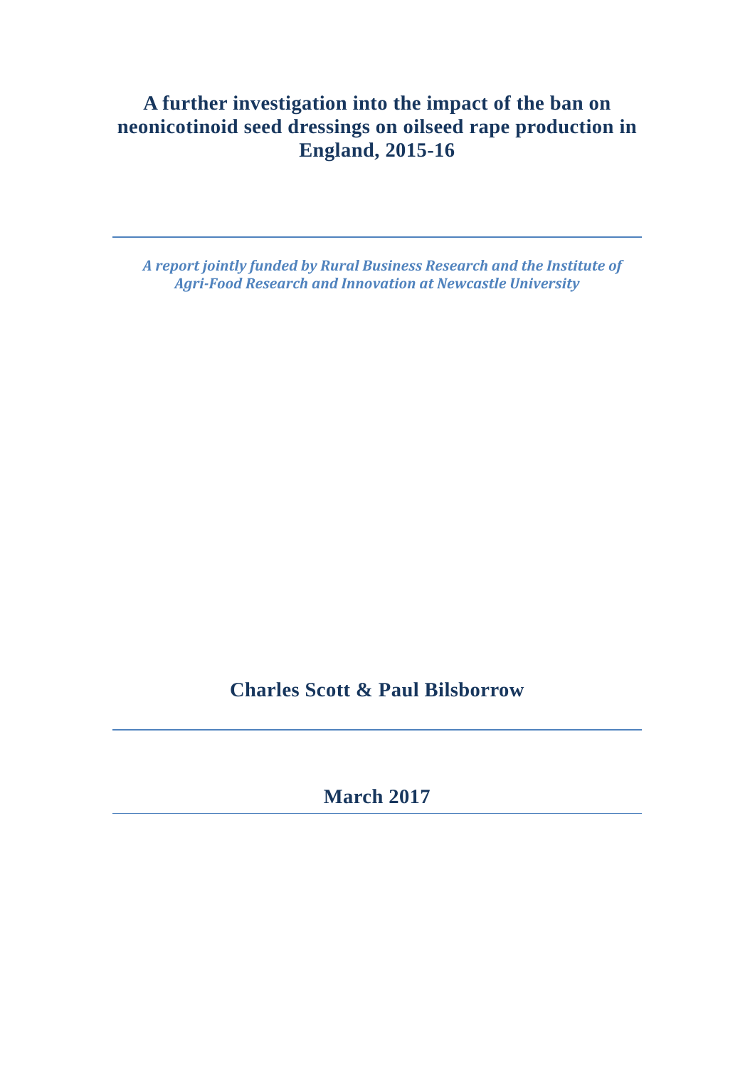# A further investigation into the impact of the ban on neonicotinoid seed dressings on oilseed rape production in England, 2015-16

---

*A report jointly funded by Rural Business Research and the Institute of Agri-Food Research and Innovation at Newcastle University*

**Charles Scott & Paul Bilsborrow**

---

**March 2017**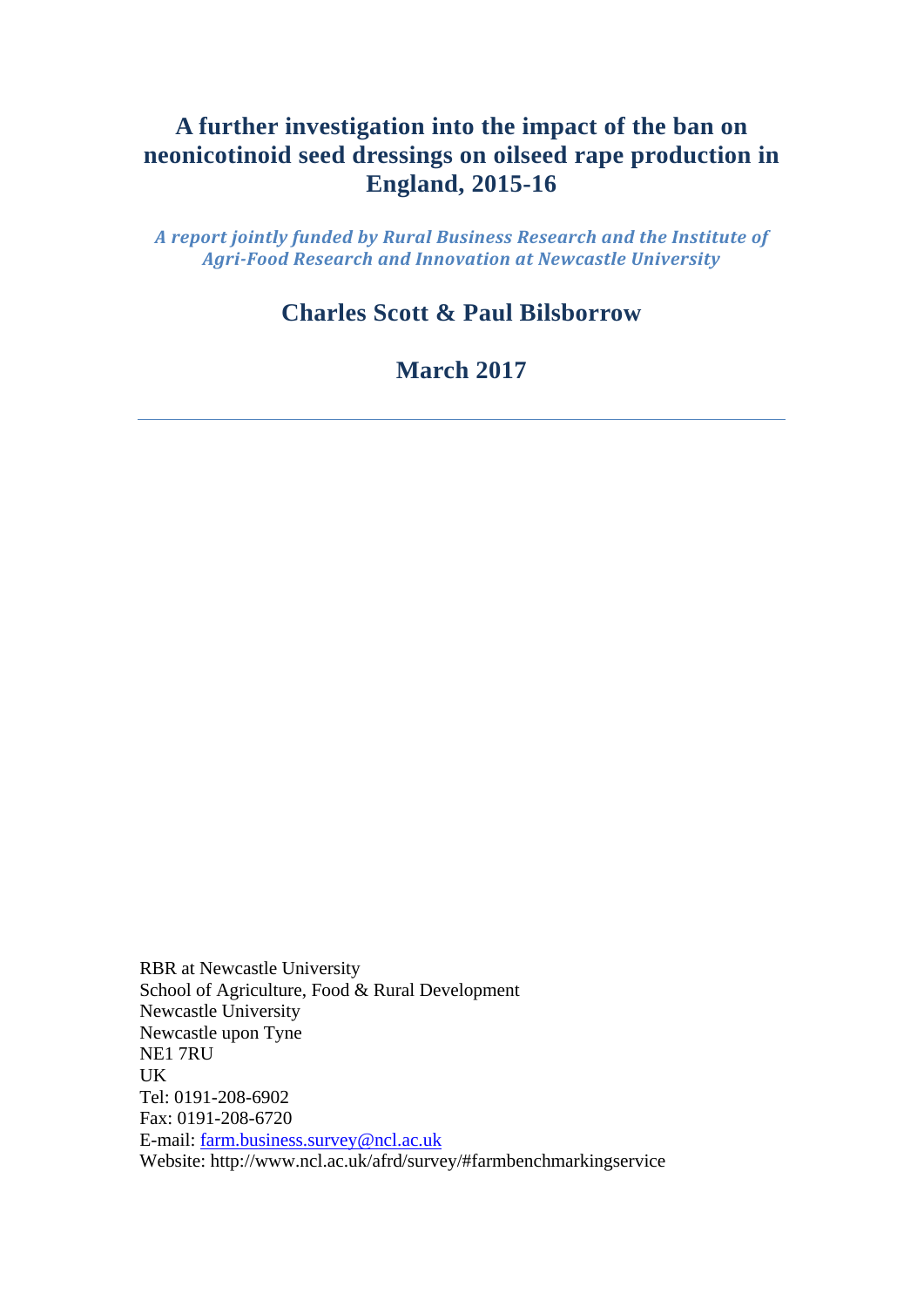# A further investigation into the impact of the ban on neonicotinoid seed dressings on oilseed rape production in England, 2015-16

*A report jointly funded by Rural Business Research and the Institute of Agri-Food Research and Innovation at Newcastle University*

## Charles Scott & Paul Bilsborrow

## March 2017

---

RBR at Newcastle University
School of Agriculture, Food & Rural Development
Newcastle University
Newcastle upon Tyne
NE1 7RU
UK
Tel: 0191-208-6902
Fax: 0191-208-6720
E-mail: farm.business.survey@ncl.ac.uk
Website: http://www.ncl.ac.uk/afrd/survey/#farmbenchmarkingservice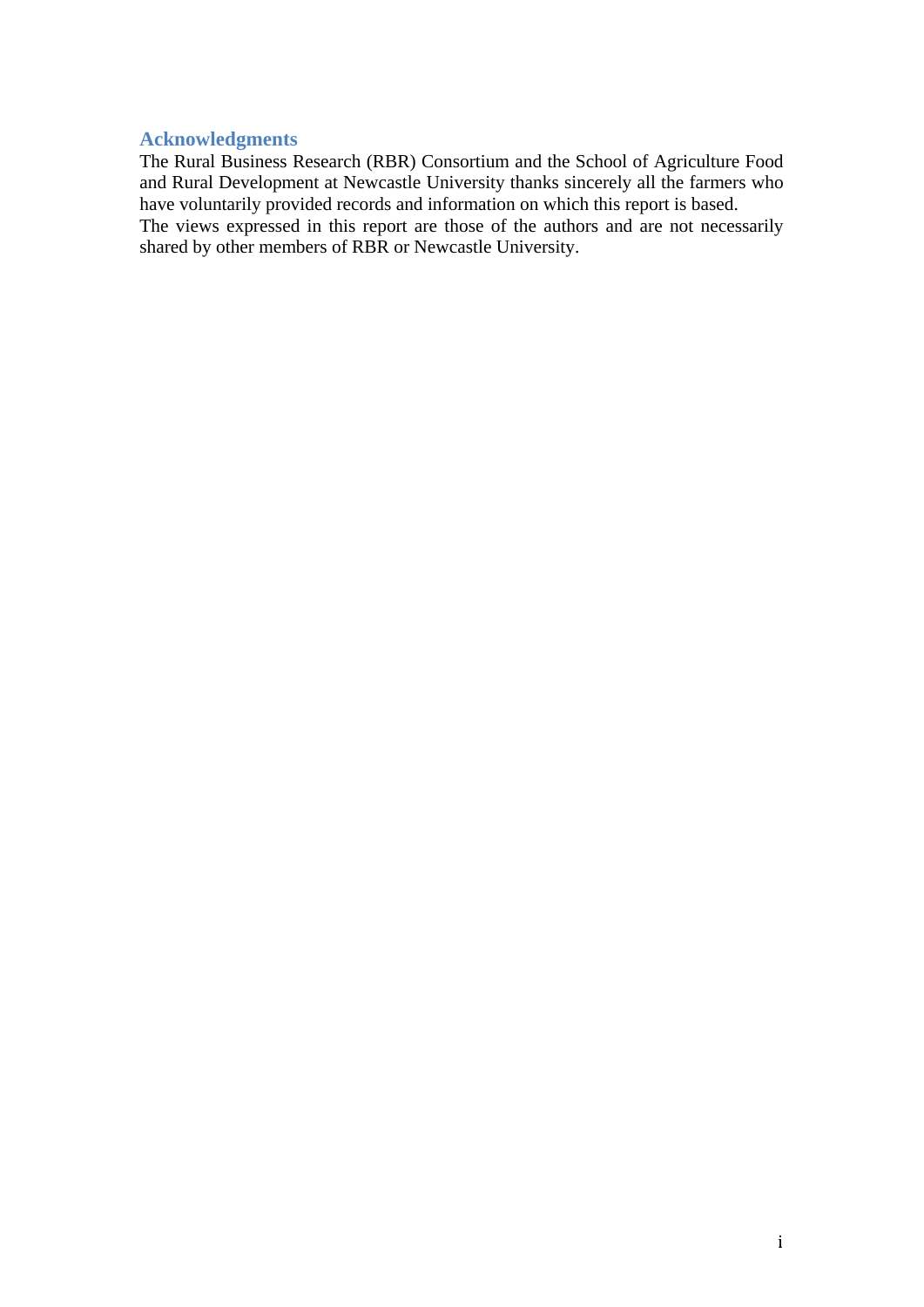## Acknowledgments

The Rural Business Research (RBR) Consortium and the School of Agriculture Food and Rural Development at Newcastle University thanks sincerely all the farmers who have voluntarily provided records and information on which this report is based.

The views expressed in this report are those of the authors and are not necessarily shared by other members of RBR or Newcastle University.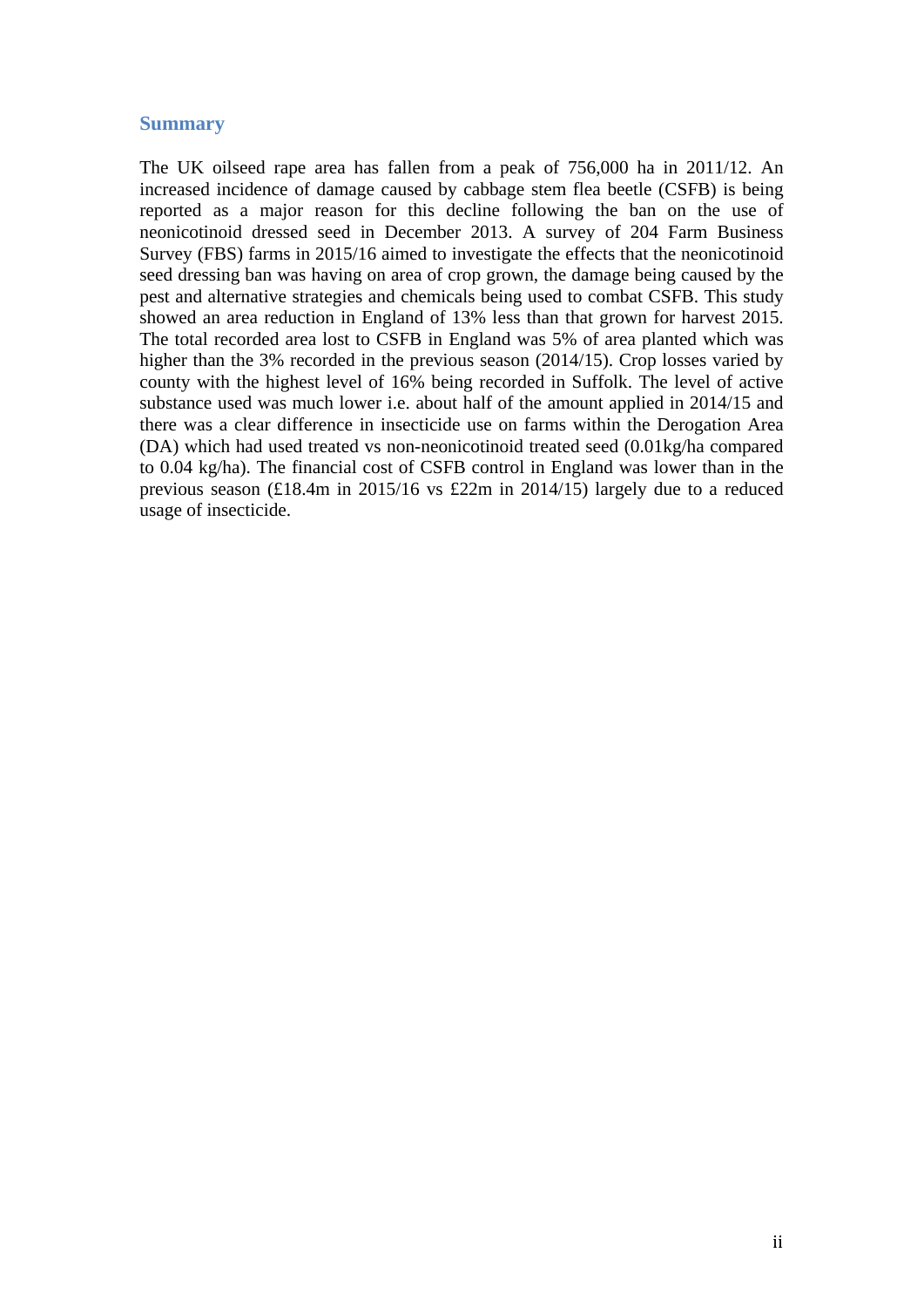## Summary

The UK oilseed rape area has fallen from a peak of 756,000 ha in 2011/12. An increased incidence of damage caused by cabbage stem flea beetle (CSFB) is being reported as a major reason for this decline following the ban on the use of neonicotinoid dressed seed in December 2013. A survey of 204 Farm Business Survey (FBS) farms in 2015/16 aimed to investigate the effects that the neonicotinoid seed dressing ban was having on area of crop grown, the damage being caused by the pest and alternative strategies and chemicals being used to combat CSFB. This study showed an area reduction in England of 13% less than that grown for harvest 2015. The total recorded area lost to CSFB in England was 5% of area planted which was higher than the 3% recorded in the previous season (2014/15). Crop losses varied by county with the highest level of 16% being recorded in Suffolk. The level of active substance used was much lower i.e. about half of the amount applied in 2014/15 and there was a clear difference in insecticide use on farms within the Derogation Area (DA) which had used treated vs non-neonicotinoid treated seed (0.01kg/ha compared to 0.04 kg/ha). The financial cost of CSFB control in England was lower than in the previous season (£18.4m in 2015/16 vs £22m in 2014/15) largely due to a reduced usage of insecticide.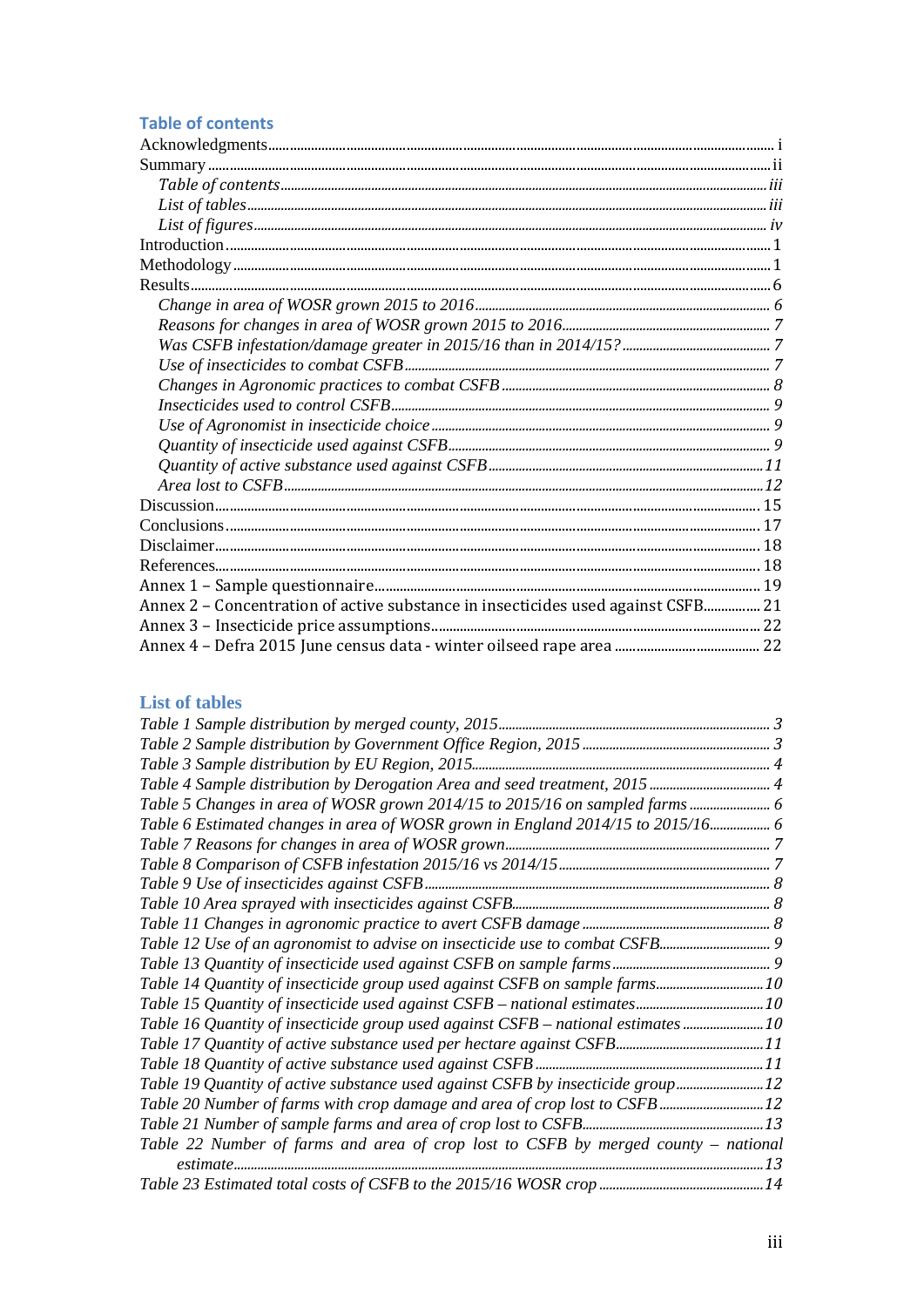## Table of contents

Acknowledgments ..... i
Summary ..... ii
*Table of contents* ..... *iii*
*List of tables* ..... *iii*
*List of figures* ..... *iv*
Introduction ..... 1
Methodology ..... 1
Results ..... 6
*Change in area of WOSR grown 2015 to 2016* ..... *6*
*Reasons for changes in area of WOSR grown 2015 to 2016* ..... *7*
*Was CSFB infestation/damage greater in 2015/16 than in 2014/15?* ..... *7*
*Use of insecticides to combat CSFB* ..... *7*
*Changes in Agronomic practices to combat CSFB* ..... *8*
*Insecticides used to control CSFB* ..... *9*
*Use of Agronomist in insecticide choice* ..... *9*
*Quantity of insecticide used against CSFB* ..... *9*
*Quantity of active substance used against CSFB* ..... *11*
*Area lost to CSFB* ..... *12*
Discussion ..... 15
Conclusions ..... 17
Disclaimer ..... 18
References ..... 18
Annex 1 – Sample questionnaire ..... 19
Annex 2 – Concentration of active substance in insecticides used against CSFB ..... 21
Annex 3 – Insecticide price assumptions ..... 22
Annex 4 – Defra 2015 June census data - winter oilseed rape area ..... 22

## List of tables

*Table 1 Sample distribution by merged county, 2015* ..... *3*
*Table 2 Sample distribution by Government Office Region, 2015* ..... *3*
*Table 3 Sample distribution by EU Region, 2015* ..... *4*
*Table 4 Sample distribution by Derogation Area and seed treatment, 2015* ..... *4*
*Table 5 Changes in area of WOSR grown 2014/15 to 2015/16 on sampled farms* ..... *6*
*Table 6 Estimated changes in area of WOSR grown in England 2014/15 to 2015/16* ..... *6*
*Table 7 Reasons for changes in area of WOSR grown* ..... *7*
*Table 8 Comparison of CSFB infestation 2015/16 vs 2014/15* ..... *7*
*Table 9 Use of insecticides against CSFB* ..... *8*
*Table 10 Area sprayed with insecticides against CSFB* ..... *8*
*Table 11 Changes in agronomic practice to avert CSFB damage* ..... *8*
*Table 12 Use of an agronomist to advise on insecticide use to combat CSFB* ..... *9*
*Table 13 Quantity of insecticide used against CSFB on sample farms* ..... *9*
*Table 14 Quantity of insecticide group used against CSFB on sample farms* ..... *10*
*Table 15 Quantity of insecticide used against CSFB – national estimates* ..... *10*
*Table 16 Quantity of insecticide group used against CSFB – national estimates* ..... *10*
*Table 17 Quantity of active substance used per hectare against CSFB* ..... *11*
*Table 18 Quantity of active substance used against CSFB* ..... *11*
*Table 19 Quantity of active substance used against CSFB by insecticide group* ..... *12*
*Table 20 Number of farms with crop damage and area of crop lost to CSFB* ..... *12*
*Table 21 Number of sample farms and area of crop lost to CSFB* ..... *13*
*Table 22 Number of farms and area of crop lost to CSFB by merged county – national estimate* ..... *13*
*Table 23 Estimated total costs of CSFB to the 2015/16 WOSR crop* ..... *14*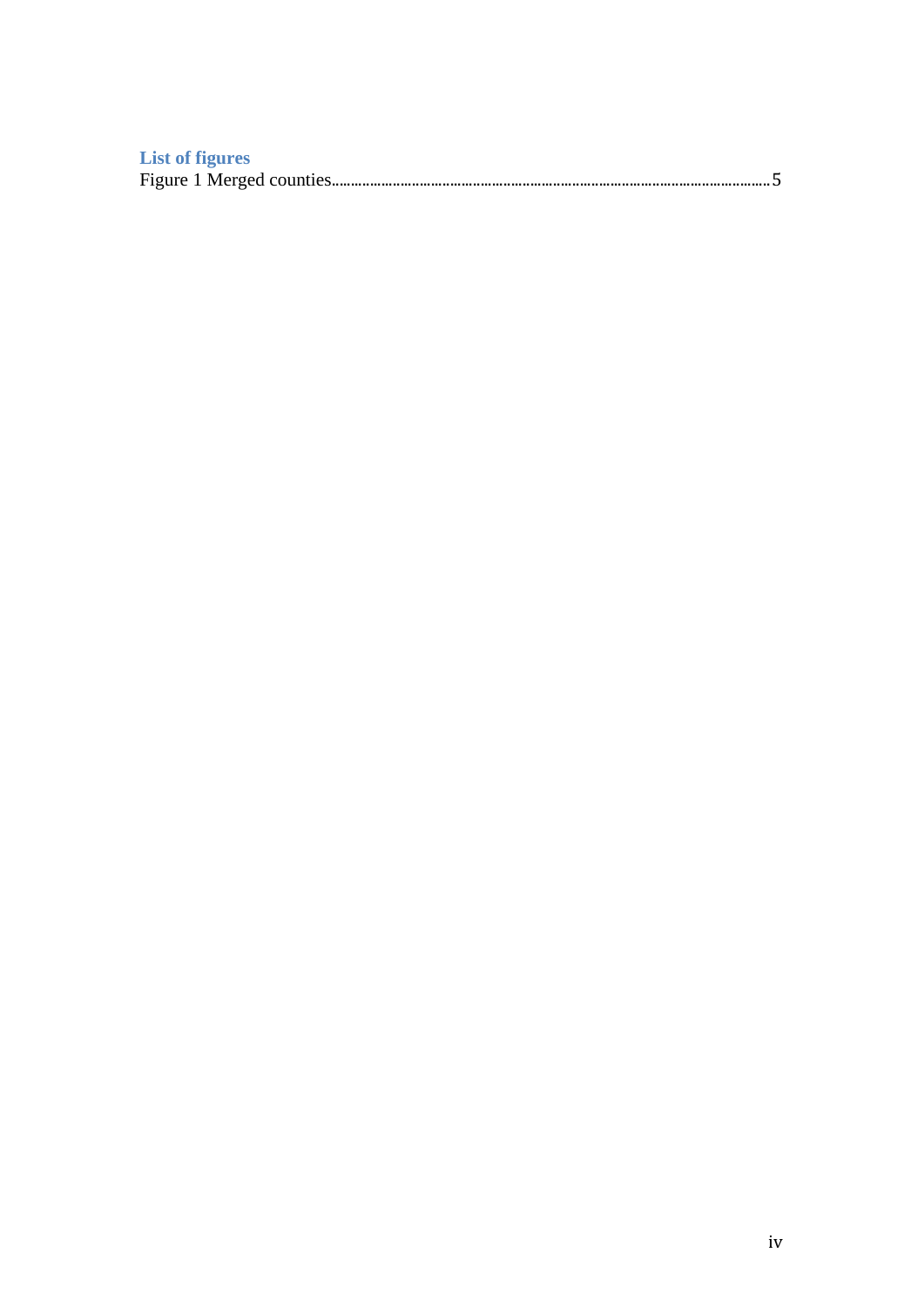## List of figures

Figure 1 Merged counties........................................................................................................5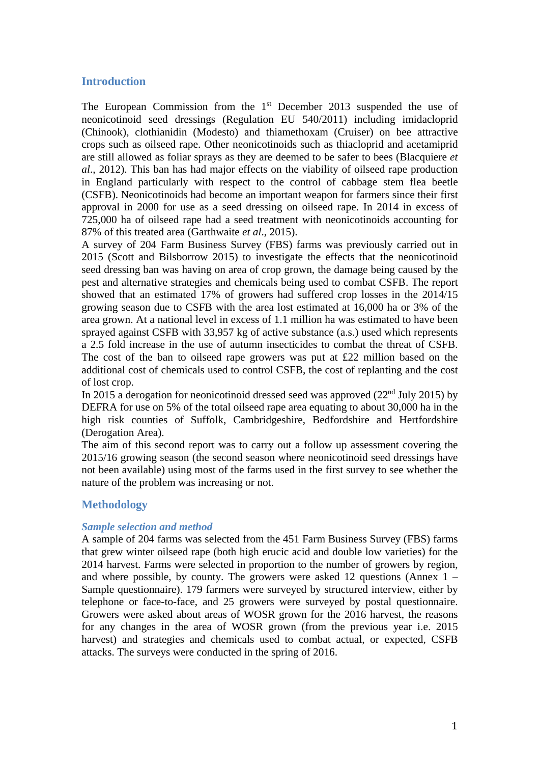## Introduction

The European Commission from the 1st December 2013 suspended the use of neonicotinoid seed dressings (Regulation EU 540/2011) including imidacloprid (Chinook), clothianidin (Modesto) and thiamethoxam (Cruiser) on bee attractive crops such as oilseed rape. Other neonicotinoids such as thiacloprid and acetamiprid are still allowed as foliar sprays as they are deemed to be safer to bees (Blacquiere *et al*., 2012). This ban has had major effects on the viability of oilseed rape production in England particularly with respect to the control of cabbage stem flea beetle (CSFB). Neonicotinoids had become an important weapon for farmers since their first approval in 2000 for use as a seed dressing on oilseed rape. In 2014 in excess of 725,000 ha of oilseed rape had a seed treatment with neonicotinoids accounting for 87% of this treated area (Garthwaite *et al*., 2015).

A survey of 204 Farm Business Survey (FBS) farms was previously carried out in 2015 (Scott and Bilsborrow 2015) to investigate the effects that the neonicotinoid seed dressing ban was having on area of crop grown, the damage being caused by the pest and alternative strategies and chemicals being used to combat CSFB. The report showed that an estimated 17% of growers had suffered crop losses in the 2014/15 growing season due to CSFB with the area lost estimated at 16,000 ha or 3% of the area grown. At a national level in excess of 1.1 million ha was estimated to have been sprayed against CSFB with 33,957 kg of active substance (a.s.) used which represents a 2.5 fold increase in the use of autumn insecticides to combat the threat of CSFB. The cost of the ban to oilseed rape growers was put at £22 million based on the additional cost of chemicals used to control CSFB, the cost of replanting and the cost of lost crop.

In 2015 a derogation for neonicotinoid dressed seed was approved (22nd July 2015) by DEFRA for use on 5% of the total oilseed rape area equating to about 30,000 ha in the high risk counties of Suffolk, Cambridgeshire, Bedfordshire and Hertfordshire (Derogation Area).

The aim of this second report was to carry out a follow up assessment covering the 2015/16 growing season (the second season where neonicotinoid seed dressings have not been available) using most of the farms used in the first survey to see whether the nature of the problem was increasing or not.

## Methodology

### *Sample selection and method*

A sample of 204 farms was selected from the 451 Farm Business Survey (FBS) farms that grew winter oilseed rape (both high erucic acid and double low varieties) for the 2014 harvest. Farms were selected in proportion to the number of growers by region, and where possible, by county. The growers were asked 12 questions (Annex 1 – Sample questionnaire). 179 farmers were surveyed by structured interview, either by telephone or face-to-face, and 25 growers were surveyed by postal questionnaire. Growers were asked about areas of WOSR grown for the 2016 harvest, the reasons for any changes in the area of WOSR grown (from the previous year i.e. 2015 harvest) and strategies and chemicals used to combat actual, or expected, CSFB attacks. The surveys were conducted in the spring of 2016.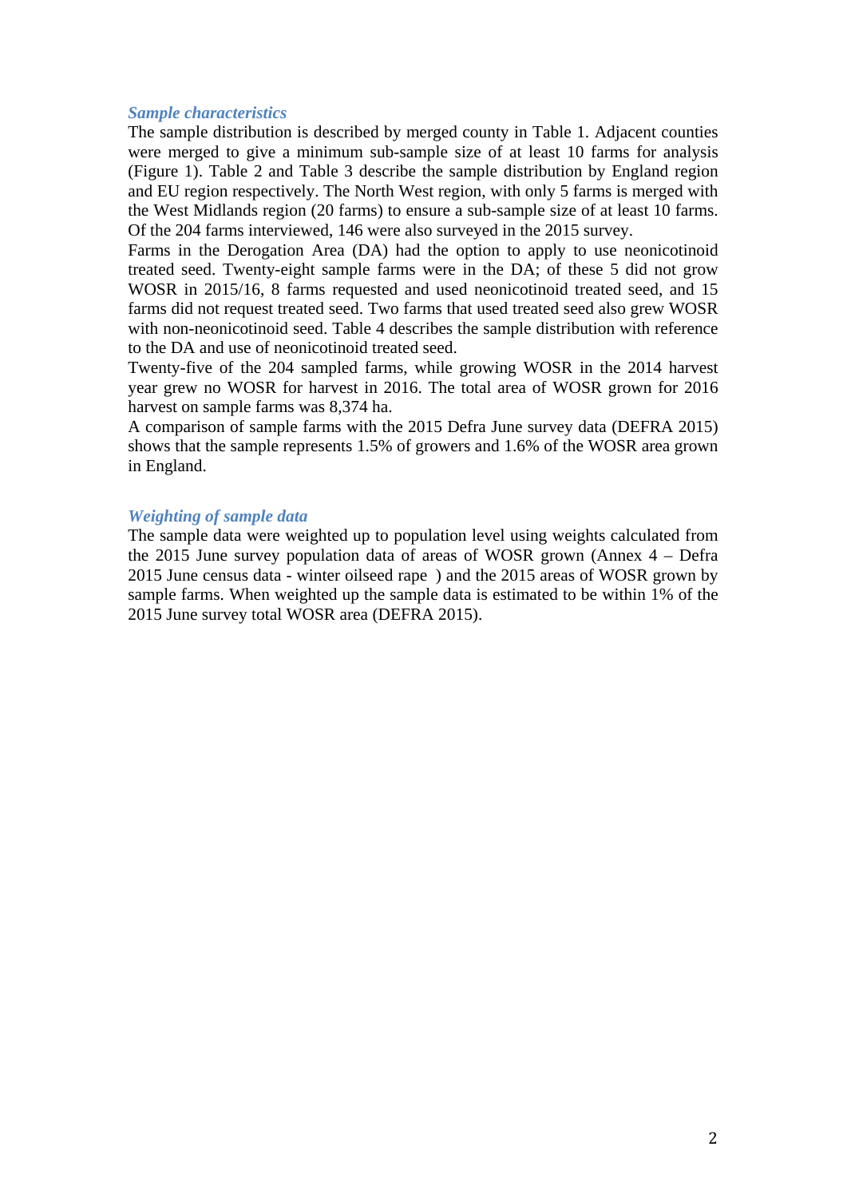### *Sample characteristics*

The sample distribution is described by merged county in Table 1. Adjacent counties were merged to give a minimum sub-sample size of at least 10 farms for analysis (Figure 1). Table 2 and Table 3 describe the sample distribution by England region and EU region respectively. The North West region, with only 5 farms is merged with the West Midlands region (20 farms) to ensure a sub-sample size of at least 10 farms. Of the 204 farms interviewed, 146 were also surveyed in the 2015 survey.

Farms in the Derogation Area (DA) had the option to apply to use neonicotinoid treated seed. Twenty-eight sample farms were in the DA; of these 5 did not grow WOSR in 2015/16, 8 farms requested and used neonicotinoid treated seed, and 15 farms did not request treated seed. Two farms that used treated seed also grew WOSR with non-neonicotinoid seed. Table 4 describes the sample distribution with reference to the DA and use of neonicotinoid treated seed.

Twenty-five of the 204 sampled farms, while growing WOSR in the 2014 harvest year grew no WOSR for harvest in 2016. The total area of WOSR grown for 2016 harvest on sample farms was 8,374 ha.

A comparison of sample farms with the 2015 Defra June survey data (DEFRA 2015) shows that the sample represents 1.5% of growers and 1.6% of the WOSR area grown in England.

### *Weighting of sample data*

The sample data were weighted up to population level using weights calculated from the 2015 June survey population data of areas of WOSR grown (Annex 4 – Defra 2015 June census data - winter oilseed rape ) and the 2015 areas of WOSR grown by sample farms. When weighted up the sample data is estimated to be within 1% of the 2015 June survey total WOSR area (DEFRA 2015).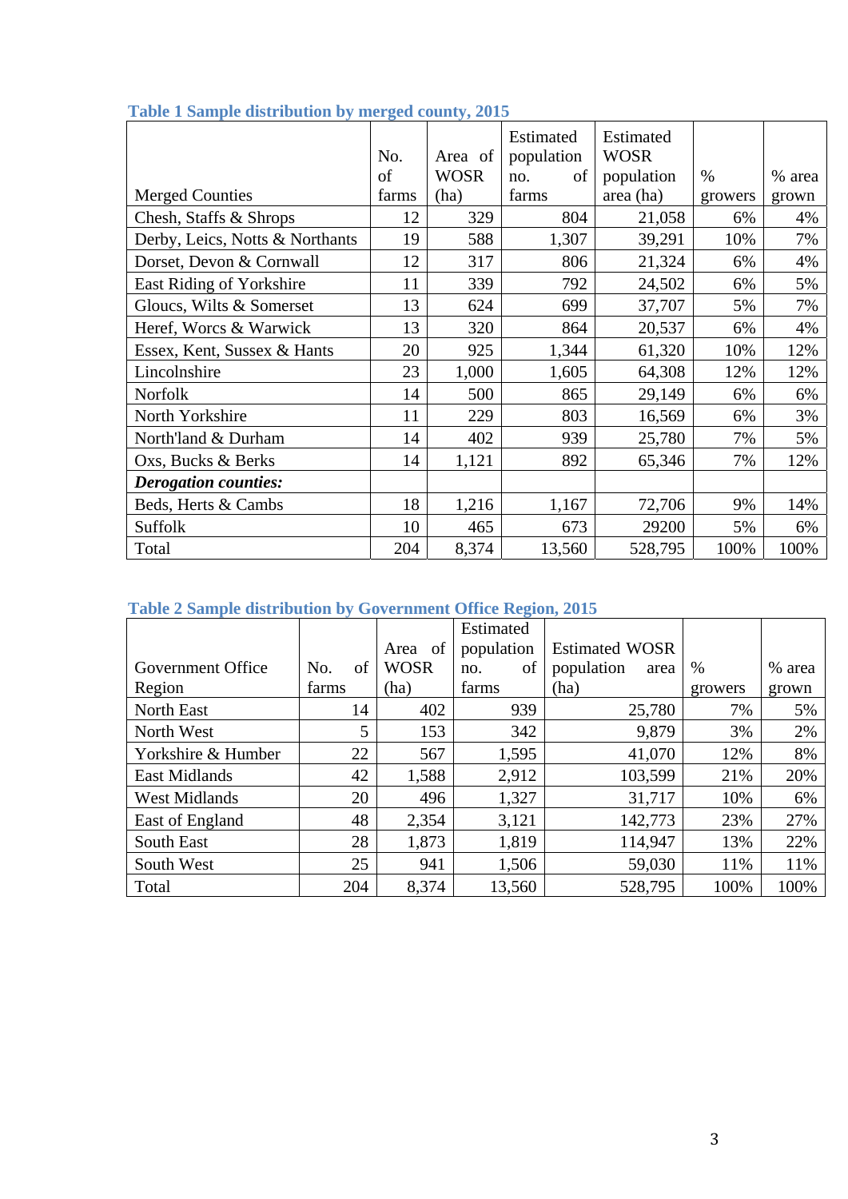**Table 1 Sample distribution by merged county, 2015**

| Merged Counties | No. of farms | Area of WOSR (ha) | Estimated population no. of farms | Estimated WOSR population area (ha) | % growers | % area grown |
|---|---|---|---|---|---|---|
| Chesh, Staffs & Shrops | 12 | 329 | 804 | 21,058 | 6% | 4% |
| Derby, Leics, Notts & Northants | 19 | 588 | 1,307 | 39,291 | 10% | 7% |
| Dorset, Devon & Cornwall | 12 | 317 | 806 | 21,324 | 6% | 4% |
| East Riding of Yorkshire | 11 | 339 | 792 | 24,502 | 6% | 5% |
| Gloucs, Wilts & Somerset | 13 | 624 | 699 | 37,707 | 5% | 7% |
| Heref, Worcs & Warwick | 13 | 320 | 864 | 20,537 | 6% | 4% |
| Essex, Kent, Sussex & Hants | 20 | 925 | 1,344 | 61,320 | 10% | 12% |
| Lincolnshire | 23 | 1,000 | 1,605 | 64,308 | 12% | 12% |
| Norfolk | 14 | 500 | 865 | 29,149 | 6% | 6% |
| North Yorkshire | 11 | 229 | 803 | 16,569 | 6% | 3% |
| North'land & Durham | 14 | 402 | 939 | 25,780 | 7% | 5% |
| Oxs, Bucks & Berks | 14 | 1,121 | 892 | 65,346 | 7% | 12% |
| ***Derogation counties:*** | | | | | | |
| Beds, Herts & Cambs | 18 | 1,216 | 1,167 | 72,706 | 9% | 14% |
| Suffolk | 10 | 465 | 673 | 29200 | 5% | 6% |
| Total | 204 | 8,374 | 13,560 | 528,795 | 100% | 100% |

**Table 2 Sample distribution by Government Office Region, 2015**

| Government Office Region | No. of farms | Area of WOSR (ha) | Estimated population no. of farms | Estimated WOSR population area (ha) | % growers | % area grown |
|---|---|---|---|---|---|---|
| North East | 14 | 402 | 939 | 25,780 | 7% | 5% |
| North West | 5 | 153 | 342 | 9,879 | 3% | 2% |
| Yorkshire & Humber | 22 | 567 | 1,595 | 41,070 | 12% | 8% |
| East Midlands | 42 | 1,588 | 2,912 | 103,599 | 21% | 20% |
| West Midlands | 20 | 496 | 1,327 | 31,717 | 10% | 6% |
| East of England | 48 | 2,354 | 3,121 | 142,773 | 23% | 27% |
| South East | 28 | 1,873 | 1,819 | 114,947 | 13% | 22% |
| South West | 25 | 941 | 1,506 | 59,030 | 11% | 11% |
| Total | 204 | 8,374 | 13,560 | 528,795 | 100% | 100% |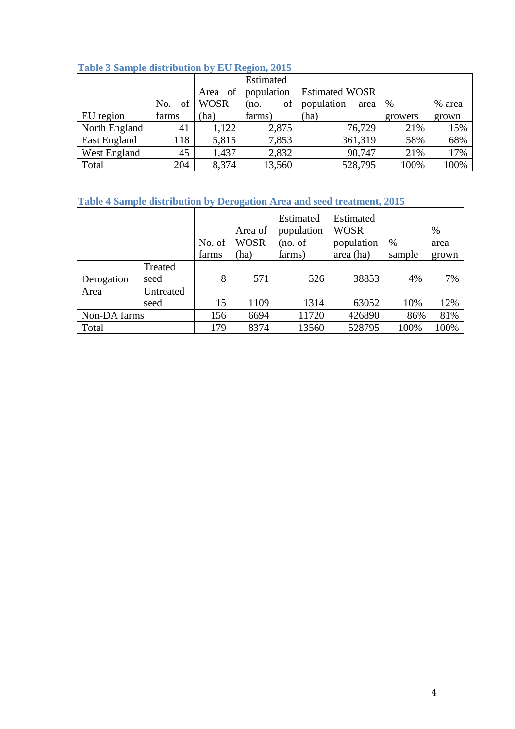**Table 3 Sample distribution by EU Region, 2015**

| EU region | No. of farms | Area of WOSR (ha) | Estimated population (no. of farms) | Estimated WOSR population area (ha) | % growers | % area grown |
|---|---|---|---|---|---|---|
| North England | 41 | 1,122 | 2,875 | 76,729 | 21% | 15% |
| East England | 118 | 5,815 | 7,853 | 361,319 | 58% | 68% |
| West England | 45 | 1,437 | 2,832 | 90,747 | 21% | 17% |
| Total | 204 | 8,374 | 13,560 | 528,795 | 100% | 100% |

**Table 4 Sample distribution by Derogation Area and seed treatment, 2015**

| | | No. of farms | Area of WOSR (ha) | Estimated population (no. of farms) | Estimated WOSR population area (ha) | % sample | % area grown |
|---|---|---|---|---|---|---|---|
| Derogation Area | Treated seed | 8 | 571 | 526 | 38853 | 4% | 7% |
| | Untreated seed | 15 | 1109 | 1314 | 63052 | 10% | 12% |
| Non-DA farms | | 156 | 6694 | 11720 | 426890 | 86% | 81% |
| Total | | 179 | 8374 | 13560 | 528795 | 100% | 100% |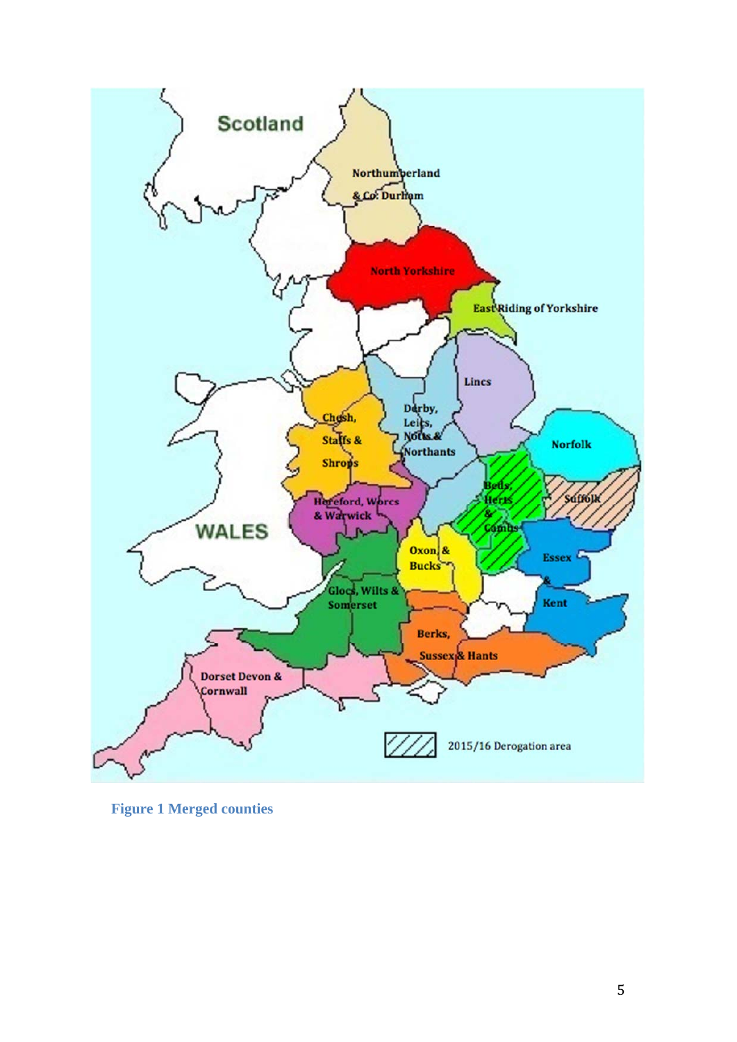**Figure 1 Merged counties**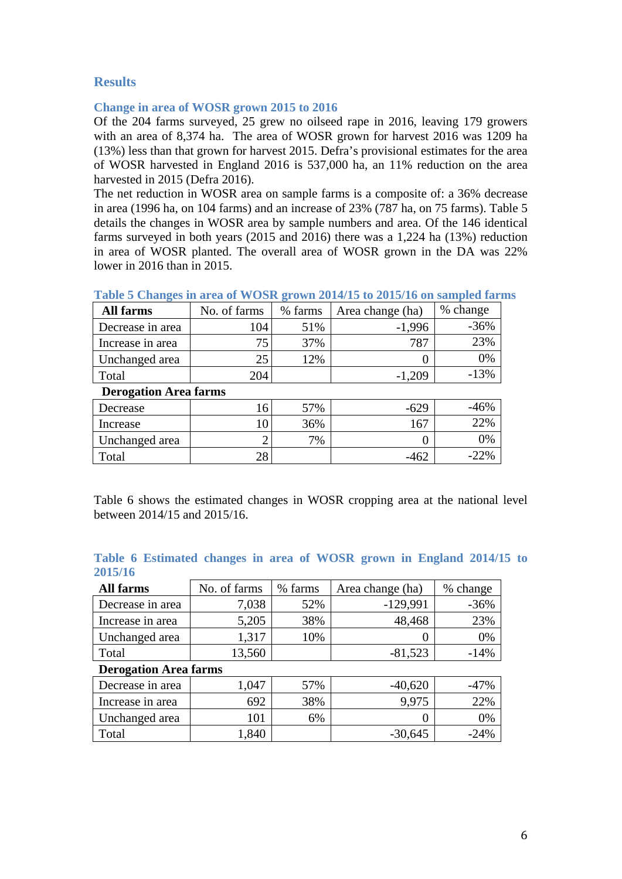## Results

### Change in area of WOSR grown 2015 to 2016

Of the 204 farms surveyed, 25 grew no oilseed rape in 2016, leaving 179 growers with an area of 8,374 ha. The area of WOSR grown for harvest 2016 was 1209 ha (13%) less than that grown for harvest 2015. Defra's provisional estimates for the area of WOSR harvested in England 2016 is 537,000 ha, an 11% reduction on the area harvested in 2015 (Defra 2016).

The net reduction in WOSR area on sample farms is a composite of: a 36% decrease in area (1996 ha, on 104 farms) and an increase of 23% (787 ha, on 75 farms). Table 5 details the changes in WOSR area by sample numbers and area. Of the 146 identical farms surveyed in both years (2015 and 2016) there was a 1,224 ha (13%) reduction in area of WOSR planted. The overall area of WOSR grown in the DA was 22% lower in 2016 than in 2015.

**Table 5 Changes in area of WOSR grown 2014/15 to 2015/16 on sampled farms**

| **All farms** | No. of farms | % farms | Area change (ha) | % change |
|---|---|---|---|---|
| Decrease in area | 104 | 51% | -1,996 | -36% |
| Increase in area | 75 | 37% | 787 | 23% |
| Unchanged area | 25 | 12% | 0 | 0% |
| Total | 204 | | -1,209 | -13% |
| **Derogation Area farms** | | | | |
| Decrease | 16 | 57% | -629 | -46% |
| Increase | 10 | 36% | 167 | 22% |
| Unchanged area | 2 | 7% | 0 | 0% |
| Total | 28 | | -462 | -22% |

Table 6 shows the estimated changes in WOSR cropping area at the national level between 2014/15 and 2015/16.

**Table 6 Estimated changes in area of WOSR grown in England 2014/15 to 2015/16**

| **All farms** | No. of farms | % farms | Area change (ha) | % change |
|---|---|---|---|---|
| Decrease in area | 7,038 | 52% | -129,991 | -36% |
| Increase in area | 5,205 | 38% | 48,468 | 23% |
| Unchanged area | 1,317 | 10% | 0 | 0% |
| Total | 13,560 | | -81,523 | -14% |
| **Derogation Area farms** | | | | |
| Decrease in area | 1,047 | 57% | -40,620 | -47% |
| Increase in area | 692 | 38% | 9,975 | 22% |
| Unchanged area | 101 | 6% | 0 | 0% |
| Total | 1,840 | | -30,645 | -24% |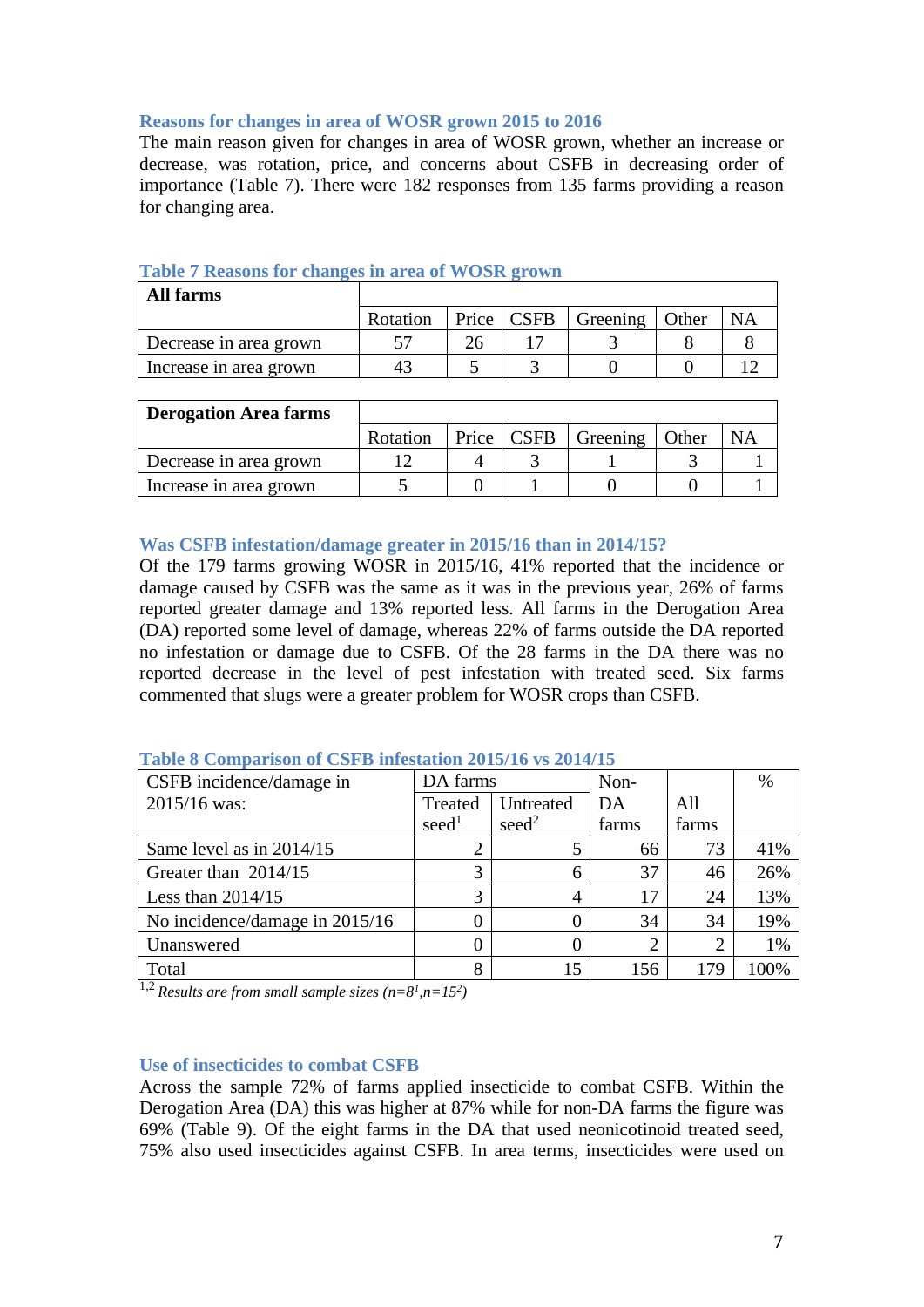### Reasons for changes in area of WOSR grown 2015 to 2016

The main reason given for changes in area of WOSR grown, whether an increase or decrease, was rotation, price, and concerns about CSFB in decreasing order of importance (Table 7). There were 182 responses from 135 farms providing a reason for changing area.

**Table 7 Reasons for changes in area of WOSR grown**

| **All farms** | Rotation | Price | CSFB | Greening | Other | NA |
|---|---|---|---|---|---|---|
| Decrease in area grown | 57 | 26 | 17 | 3 | 8 | 8 |
| Increase in area grown | 43 | 5 | 3 | 0 | 0 | 12 |

| **Derogation Area farms** | Rotation | Price | CSFB | Greening | Other | NA |
|---|---|---|---|---|---|---|
| Decrease in area grown | 12 | 4 | 3 | 1 | 3 | 1 |
| Increase in area grown | 5 | 0 | 1 | 0 | 0 | 1 |

### Was CSFB infestation/damage greater in 2015/16 than in 2014/15?

Of the 179 farms growing WOSR in 2015/16, 41% reported that the incidence or damage caused by CSFB was the same as it was in the previous year, 26% of farms reported greater damage and 13% reported less. All farms in the Derogation Area (DA) reported some level of damage, whereas 22% of farms outside the DA reported no infestation or damage due to CSFB. Of the 28 farms in the DA there was no reported decrease in the level of pest infestation with treated seed. Six farms commented that slugs were a greater problem for WOSR crops than CSFB.

**Table 8 Comparison of CSFB infestation 2015/16 vs 2014/15**

| CSFB incidence/damage in 2015/16 was: | DA farms | | Non-DA farms | All farms | % |
|---|---|---|---|---|---|
| | Treated seed[1] | Untreated seed[2] | | | |
| Same level as in 2014/15 | 2 | 5 | 66 | 73 | 41% |
| Greater than 2014/15 | 3 | 6 | 37 | 46 | 26% |
| Less than 2014/15 | 3 | 4 | 17 | 24 | 13% |
| No incidence/damage in 2015/16 | 0 | 0 | 34 | 34 | 19% |
| Unanswered | 0 | 0 | 2 | 2 | 1% |
| Total | 8 | 15 | 156 | 179 | 100% |

[1,2] *Results are from small sample sizes (n=8[1],n=15[2])*

### Use of insecticides to combat CSFB

Across the sample 72% of farms applied insecticide to combat CSFB. Within the Derogation Area (DA) this was higher at 87% while for non-DA farms the figure was 69% (Table 9). Of the eight farms in the DA that used neonicotinoid treated seed, 75% also used insecticides against CSFB. In area terms, insecticides were used on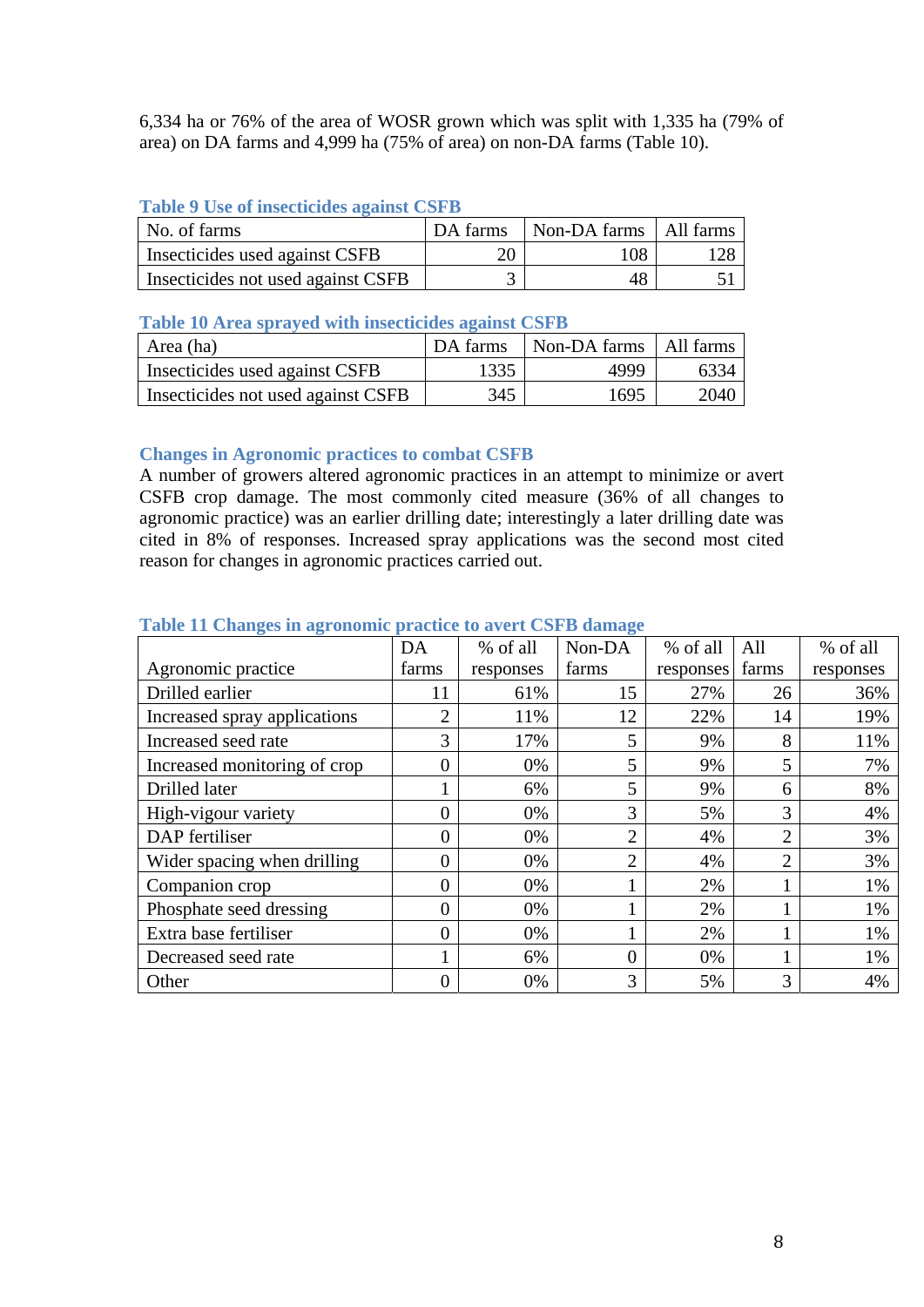6,334 ha or 76% of the area of WOSR grown which was split with 1,335 ha (79% of area) on DA farms and 4,999 ha (75% of area) on non-DA farms (Table 10).

**Table 9 Use of insecticides against CSFB**

| No. of farms | DA farms | Non-DA farms | All farms |
|---|---|---|---|
| Insecticides used against CSFB | 20 | 108 | 128 |
| Insecticides not used against CSFB | 3 | 48 | 51 |

**Table 10 Area sprayed with insecticides against CSFB**

| Area (ha) | DA farms | Non-DA farms | All farms |
|---|---|---|---|
| Insecticides used against CSFB | 1335 | 4999 | 6334 |
| Insecticides not used against CSFB | 345 | 1695 | 2040 |

## Changes in Agronomic practices to combat CSFB

A number of growers altered agronomic practices in an attempt to minimize or avert CSFB crop damage. The most commonly cited measure (36% of all changes to agronomic practice) was an earlier drilling date; interestingly a later drilling date was cited in 8% of responses. Increased spray applications was the second most cited reason for changes in agronomic practices carried out.

**Table 11 Changes in agronomic practice to avert CSFB damage**

| Agronomic practice | DA farms | % of all responses | Non-DA farms | % of all responses | All farms | % of all responses |
|---|---|---|---|---|---|---|
| Drilled earlier | 11 | 61% | 15 | 27% | 26 | 36% |
| Increased spray applications | 2 | 11% | 12 | 22% | 14 | 19% |
| Increased seed rate | 3 | 17% | 5 | 9% | 8 | 11% |
| Increased monitoring of crop | 0 | 0% | 5 | 9% | 5 | 7% |
| Drilled later | 1 | 6% | 5 | 9% | 6 | 8% |
| High-vigour variety | 0 | 0% | 3 | 5% | 3 | 4% |
| DAP fertiliser | 0 | 0% | 2 | 4% | 2 | 3% |
| Wider spacing when drilling | 0 | 0% | 2 | 4% | 2 | 3% |
| Companion crop | 0 | 0% | 1 | 2% | 1 | 1% |
| Phosphate seed dressing | 0 | 0% | 1 | 2% | 1 | 1% |
| Extra base fertiliser | 0 | 0% | 1 | 2% | 1 | 1% |
| Decreased seed rate | 1 | 6% | 0 | 0% | 1 | 1% |
| Other | 0 | 0% | 3 | 5% | 3 | 4% |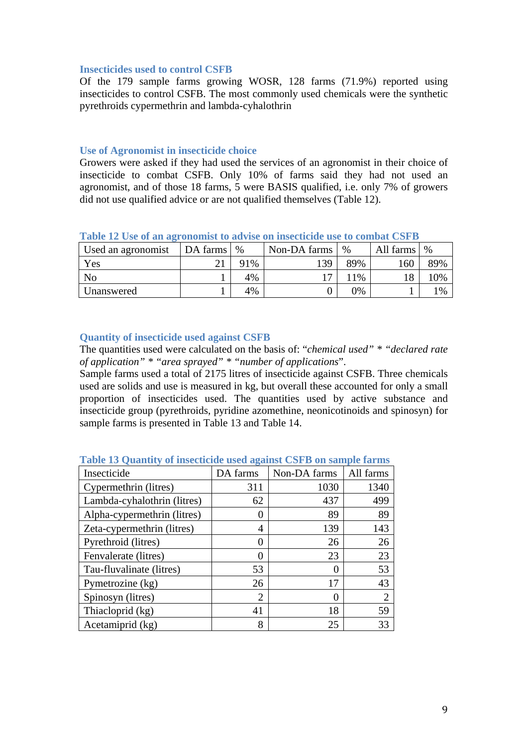### Insecticides used to control CSFB

Of the 179 sample farms growing WOSR, 128 farms (71.9%) reported using insecticides to control CSFB. The most commonly used chemicals were the synthetic pyrethroids cypermethrin and lambda-cyhalothrin

### Use of Agronomist in insecticide choice

Growers were asked if they had used the services of an agronomist in their choice of insecticide to combat CSFB. Only 10% of farms said they had not used an agronomist, and of those 18 farms, 5 were BASIS qualified, i.e. only 7% of growers did not use qualified advice or are not qualified themselves (Table 12).

**Table 12 Use of an agronomist to advise on insecticide use to combat CSFB**

| Used an agronomist | DA farms | % | Non-DA farms | % | All farms | % |
|---|---|---|---|---|---|---|
| Yes | 21 | 91% | 139 | 89% | 160 | 89% |
| No | 1 | 4% | 17 | 11% | 18 | 10% |
| Unanswered | 1 | 4% | 0 | 0% | 1 | 1% |

### Quantity of insecticide used against CSFB

The quantities used were calculated on the basis of: "*chemical used*" * "*declared rate of application*" * "*area sprayed*" * "*number of applications*".

Sample farms used a total of 2175 litres of insecticide against CSFB. Three chemicals used are solids and use is measured in kg, but overall these accounted for only a small proportion of insecticides used. The quantities used by active substance and insecticide group (pyrethroids, pyridine azomethine, neonicotinoids and spinosyn) for sample farms is presented in Table 13 and Table 14.

**Table 13 Quantity of insecticide used against CSFB on sample farms**

| Insecticide | DA farms | Non-DA farms | All farms |
|---|---|---|---|
| Cypermethrin (litres) | 311 | 1030 | 1340 |
| Lambda-cyhalothrin (litres) | 62 | 437 | 499 |
| Alpha-cypermethrin (litres) | 0 | 89 | 89 |
| Zeta-cypermethrin (litres) | 4 | 139 | 143 |
| Pyrethroid (litres) | 0 | 26 | 26 |
| Fenvalerate (litres) | 0 | 23 | 23 |
| Tau-fluvalinate (litres) | 53 | 0 | 53 |
| Pymetrozine (kg) | 26 | 17 | 43 |
| Spinosyn (litres) | 2 | 0 | 2 |
| Thiacloprid (kg) | 41 | 18 | 59 |
| Acetamiprid (kg) | 8 | 25 | 33 |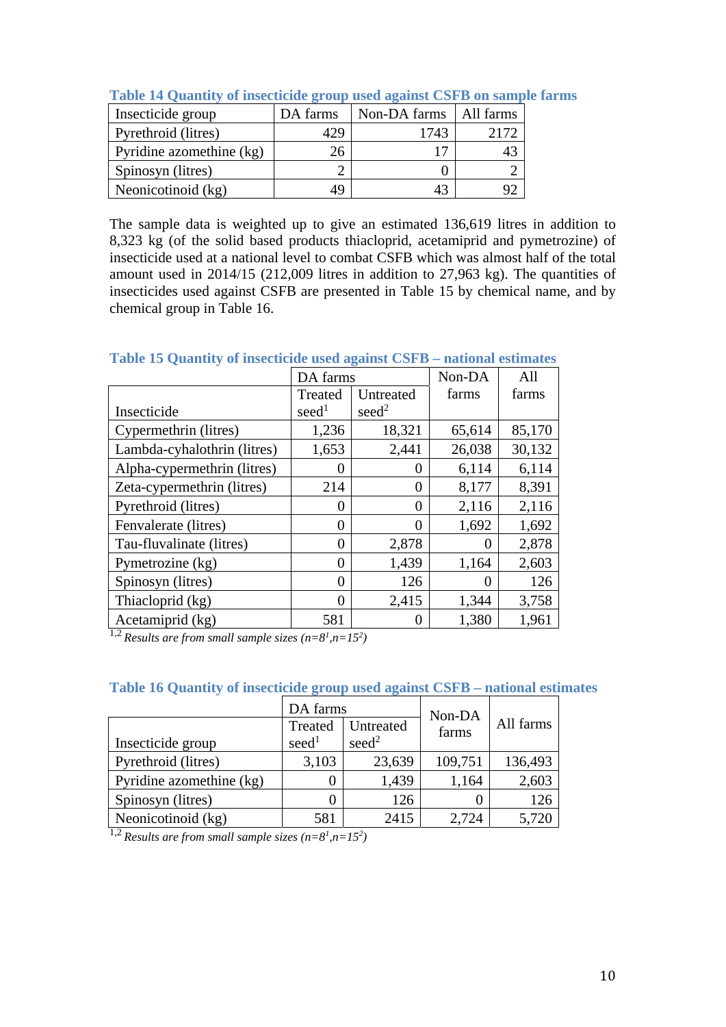**Table 14 Quantity of insecticide group used against CSFB on sample farms**

| Insecticide group | DA farms | Non-DA farms | All farms |
|---|---|---|---|
| Pyrethroid (litres) | 429 | 1743 | 2172 |
| Pyridine azomethine (kg) | 26 | 17 | 43 |
| Spinosyn (litres) | 2 | 0 | 2 |
| Neonicotinoid (kg) | 49 | 43 | 92 |

The sample data is weighted up to give an estimated 136,619 litres in addition to 8,323 kg (of the solid based products thiacloprid, acetamiprid and pymetrozine) of insecticide used at a national level to combat CSFB which was almost half of the total amount used in 2014/15 (212,009 litres in addition to 27,963 kg). The quantities of insecticides used against CSFB are presented in Table 15 by chemical name, and by chemical group in Table 16.

**Table 15 Quantity of insecticide used against CSFB – national estimates**

| Insecticide | DA farms Treated seed[1] | DA farms Untreated seed[2] | Non-DA farms | All farms |
|---|---|---|---|---|
| Cypermethrin (litres) | 1,236 | 18,321 | 65,614 | 85,170 |
| Lambda-cyhalothrin (litres) | 1,653 | 2,441 | 26,038 | 30,132 |
| Alpha-cypermethrin (litres) | 0 | 0 | 6,114 | 6,114 |
| Zeta-cypermethrin (litres) | 214 | 0 | 8,177 | 8,391 |
| Pyrethroid (litres) | 0 | 0 | 2,116 | 2,116 |
| Fenvalerate (litres) | 0 | 0 | 1,692 | 1,692 |
| Tau-fluvalinate (litres) | 0 | 2,878 | 0 | 2,878 |
| Pymetrozine (kg) | 0 | 1,439 | 1,164 | 2,603 |
| Spinosyn (litres) | 0 | 126 | 0 | 126 |
| Thiacloprid (kg) | 0 | 2,415 | 1,344 | 3,758 |
| Acetamiprid (kg) | 581 | 0 | 1,380 | 1,961 |

[1,2] *Results are from small sample sizes (n=8[1],n=15[2])*

**Table 16 Quantity of insecticide group used against CSFB – national estimates**

| Insecticide group | DA farms Treated seed[1] | DA farms Untreated seed[2] | Non-DA farms | All farms |
|---|---|---|---|---|
| Pyrethroid (litres) | 3,103 | 23,639 | 109,751 | 136,493 |
| Pyridine azomethine (kg) | 0 | 1,439 | 1,164 | 2,603 |
| Spinosyn (litres) | 0 | 126 | 0 | 126 |
| Neonicotinoid (kg) | 581 | 2415 | 2,724 | 5,720 |

[1,2] *Results are from small sample sizes (n=8[1],n=15[2])*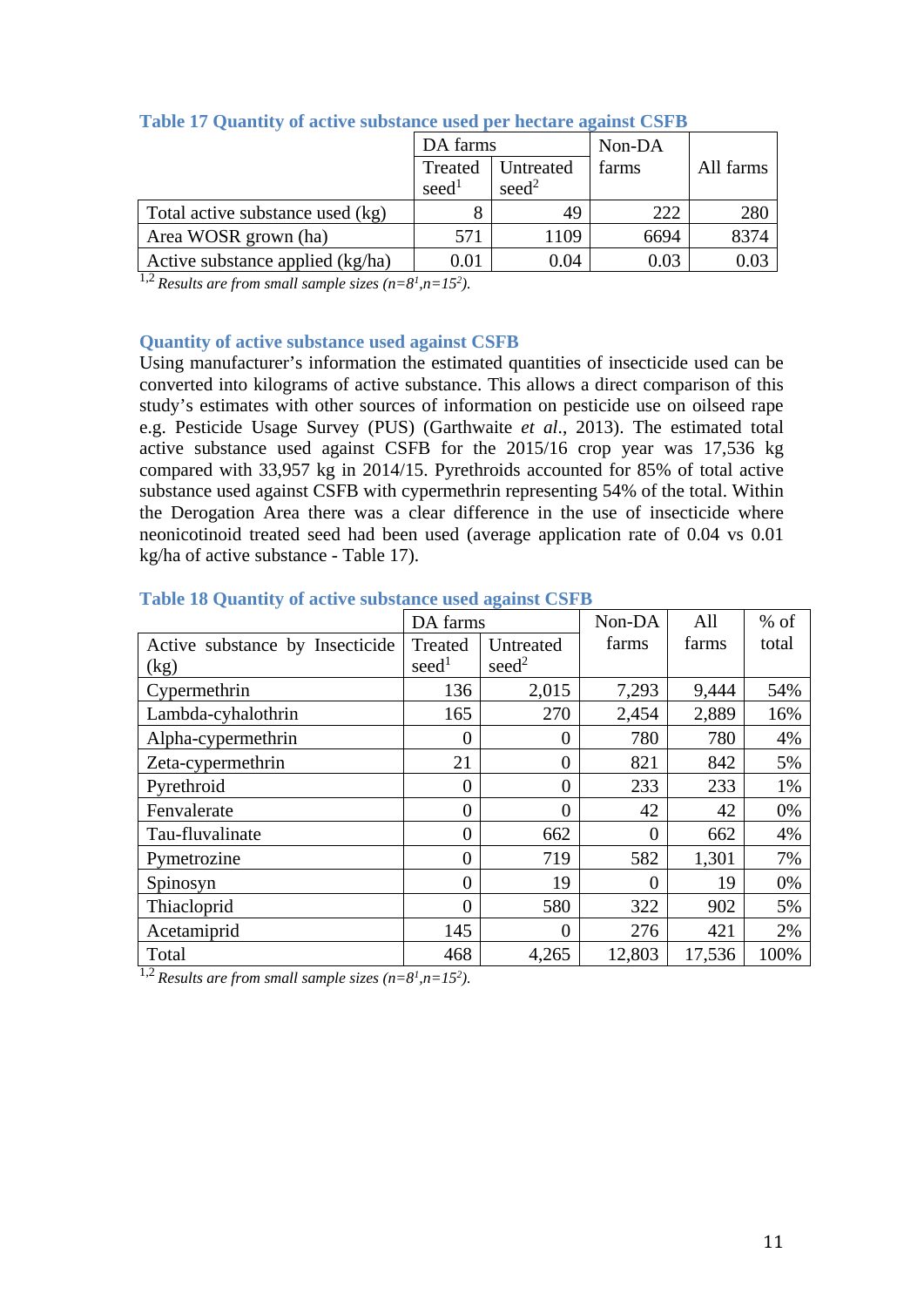**Table 17 Quantity of active substance used per hectare against CSFB**

| | DA farms | | Non-DA farms | All farms |
|---|---|---|---|---|
| | Treated seed[1] | Untreated seed[2] | | |
| Total active substance used (kg) | 8 | 49 | 222 | 280 |
| Area WOSR grown (ha) | 571 | 1109 | 6694 | 8374 |
| Active substance applied (kg/ha) | 0.01 | 0.04 | 0.03 | 0.03 |

[1,2] *Results are from small sample sizes (n=8[1],n=15[2]).*

### Quantity of active substance used against CSFB

Using manufacturer's information the estimated quantities of insecticide used can be converted into kilograms of active substance. This allows a direct comparison of this study's estimates with other sources of information on pesticide use on oilseed rape e.g. Pesticide Usage Survey (PUS) (Garthwaite *et al*., 2013). The estimated total active substance used against CSFB for the 2015/16 crop year was 17,536 kg compared with 33,957 kg in 2014/15. Pyrethroids accounted for 85% of total active substance used against CSFB with cypermethrin representing 54% of the total. Within the Derogation Area there was a clear difference in the use of insecticide where neonicotinoid treated seed had been used (average application rate of 0.04 vs 0.01 kg/ha of active substance - Table 17).

**Table 18 Quantity of active substance used against CSFB**

| | DA farms | | Non-DA farms | All farms | % of total |
|---|---|---|---|---|---|
| Active substance by Insecticide (kg) | Treated seed[1] | Untreated seed[2] | | | |
| Cypermethrin | 136 | 2,015 | 7,293 | 9,444 | 54% |
| Lambda-cyhalothrin | 165 | 270 | 2,454 | 2,889 | 16% |
| Alpha-cypermethrin | 0 | 0 | 780 | 780 | 4% |
| Zeta-cypermethrin | 21 | 0 | 821 | 842 | 5% |
| Pyrethroid | 0 | 0 | 233 | 233 | 1% |
| Fenvalerate | 0 | 0 | 42 | 42 | 0% |
| Tau-fluvalinate | 0 | 662 | 0 | 662 | 4% |
| Pymetrozine | 0 | 719 | 582 | 1,301 | 7% |
| Spinosyn | 0 | 19 | 0 | 19 | 0% |
| Thiacloprid | 0 | 580 | 322 | 902 | 5% |
| Acetamiprid | 145 | 0 | 276 | 421 | 2% |
| Total | 468 | 4,265 | 12,803 | 17,536 | 100% |

[1,2] *Results are from small sample sizes (n=8[1],n=15[2]).*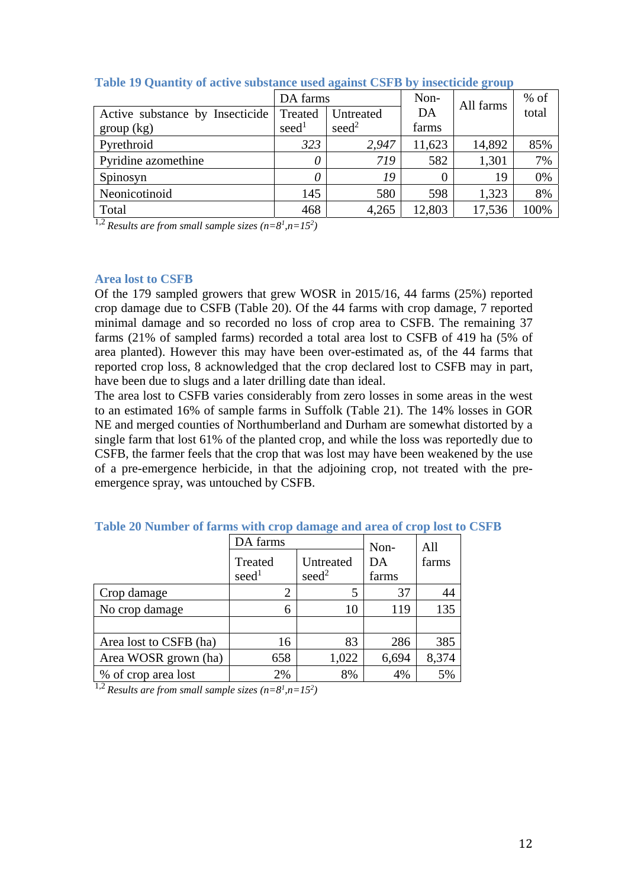**Table 19 Quantity of active substance used against CSFB by insecticide group**

| Active substance by Insecticide group (kg) | DA farms | | Non-DA farms | All farms | % of total |
|---|---|---|---|---|---|
| | Treated seed[1] | Untreated seed[2] | | | |
| Pyrethroid | *323* | *2,947* | 11,623 | 14,892 | 85% |
| Pyridine azomethine | *0* | *719* | 582 | 1,301 | 7% |
| Spinosyn | *0* | *19* | 0 | 19 | 0% |
| Neonicotinoid | 145 | 580 | 598 | 1,323 | 8% |
| Total | 468 | 4,265 | 12,803 | 17,536 | 100% |

[1,2] *Results are from small sample sizes (n=8[1],n=15[2])*

### Area lost to CSFB

Of the 179 sampled growers that grew WOSR in 2015/16, 44 farms (25%) reported crop damage due to CSFB (Table 20). Of the 44 farms with crop damage, 7 reported minimal damage and so recorded no loss of crop area to CSFB. The remaining 37 farms (21% of sampled farms) recorded a total area lost to CSFB of 419 ha (5% of area planted). However this may have been over-estimated as, of the 44 farms that reported crop loss, 8 acknowledged that the crop declared lost to CSFB may in part, have been due to slugs and a later drilling date than ideal.

The area lost to CSFB varies considerably from zero losses in some areas in the west to an estimated 16% of sample farms in Suffolk (Table 21). The 14% losses in GOR NE and merged counties of Northumberland and Durham are somewhat distorted by a single farm that lost 61% of the planted crop, and while the loss was reportedly due to CSFB, the farmer feels that the crop that was lost may have been weakened by the use of a pre-emergence herbicide, in that the adjoining crop, not treated with the pre-emergence spray, was untouched by CSFB.

**Table 20 Number of farms with crop damage and area of crop lost to CSFB**

| | DA farms | | Non-DA farms | All farms |
|---|---|---|---|---|
| | Treated seed[1] | Untreated seed[2] | | |
| Crop damage | 2 | 5 | 37 | 44 |
| No crop damage | 6 | 10 | 119 | 135 |
| | | | | |
| Area lost to CSFB (ha) | 16 | 83 | 286 | 385 |
| Area WOSR grown (ha) | 658 | 1,022 | 6,694 | 8,374 |
| % of crop area lost | 2% | 8% | 4% | 5% |

[1,2] *Results are from small sample sizes (n=8[1],n=15[2])*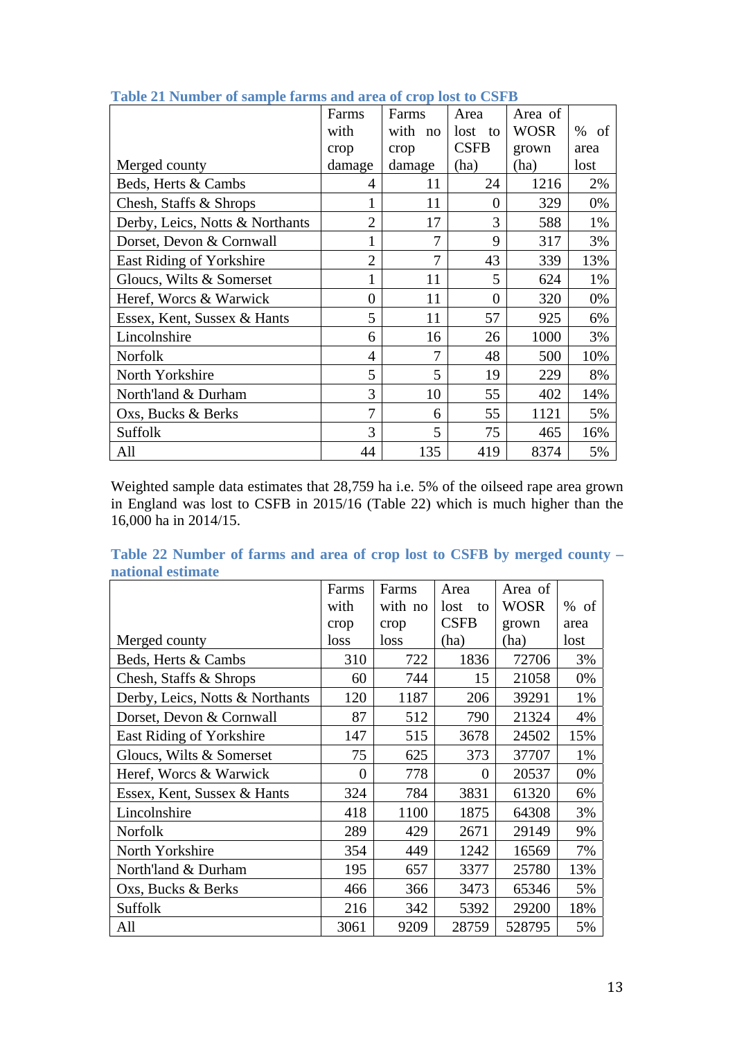**Table 21 Number of sample farms and area of crop lost to CSFB**

| Merged county | Farms with crop damage | Farms with no crop damage | Area lost to CSFB (ha) | Area of WOSR grown (ha) | % of area lost |
|---|---|---|---|---|---|
| Beds, Herts & Cambs | 4 | 11 | 24 | 1216 | 2% |
| Chesh, Staffs & Shrops | 1 | 11 | 0 | 329 | 0% |
| Derby, Leics, Notts & Northants | 2 | 17 | 3 | 588 | 1% |
| Dorset, Devon & Cornwall | 1 | 7 | 9 | 317 | 3% |
| East Riding of Yorkshire | 2 | 7 | 43 | 339 | 13% |
| Gloucs, Wilts & Somerset | 1 | 11 | 5 | 624 | 1% |
| Heref, Worcs & Warwick | 0 | 11 | 0 | 320 | 0% |
| Essex, Kent, Sussex & Hants | 5 | 11 | 57 | 925 | 6% |
| Lincolnshire | 6 | 16 | 26 | 1000 | 3% |
| Norfolk | 4 | 7 | 48 | 500 | 10% |
| North Yorkshire | 5 | 5 | 19 | 229 | 8% |
| North'land & Durham | 3 | 10 | 55 | 402 | 14% |
| Oxs, Bucks & Berks | 7 | 6 | 55 | 1121 | 5% |
| Suffolk | 3 | 5 | 75 | 465 | 16% |
| All | 44 | 135 | 419 | 8374 | 5% |

Weighted sample data estimates that 28,759 ha i.e. 5% of the oilseed rape area grown in England was lost to CSFB in 2015/16 (Table 22) which is much higher than the 16,000 ha in 2014/15.

**Table 22 Number of farms and area of crop lost to CSFB by merged county – national estimate**

| Merged county | Farms with crop loss | Farms with no crop loss | Area lost to CSFB (ha) | Area of WOSR grown (ha) | % of area lost |
|---|---|---|---|---|---|
| Beds, Herts & Cambs | 310 | 722 | 1836 | 72706 | 3% |
| Chesh, Staffs & Shrops | 60 | 744 | 15 | 21058 | 0% |
| Derby, Leics, Notts & Northants | 120 | 1187 | 206 | 39291 | 1% |
| Dorset, Devon & Cornwall | 87 | 512 | 790 | 21324 | 4% |
| East Riding of Yorkshire | 147 | 515 | 3678 | 24502 | 15% |
| Gloucs, Wilts & Somerset | 75 | 625 | 373 | 37707 | 1% |
| Heref, Worcs & Warwick | 0 | 778 | 0 | 20537 | 0% |
| Essex, Kent, Sussex & Hants | 324 | 784 | 3831 | 61320 | 6% |
| Lincolnshire | 418 | 1100 | 1875 | 64308 | 3% |
| Norfolk | 289 | 429 | 2671 | 29149 | 9% |
| North Yorkshire | 354 | 449 | 1242 | 16569 | 7% |
| North'land & Durham | 195 | 657 | 3377 | 25780 | 13% |
| Oxs, Bucks & Berks | 466 | 366 | 3473 | 65346 | 5% |
| Suffolk | 216 | 342 | 5392 | 29200 | 18% |
| All | 3061 | 9209 | 28759 | 528795 | 5% |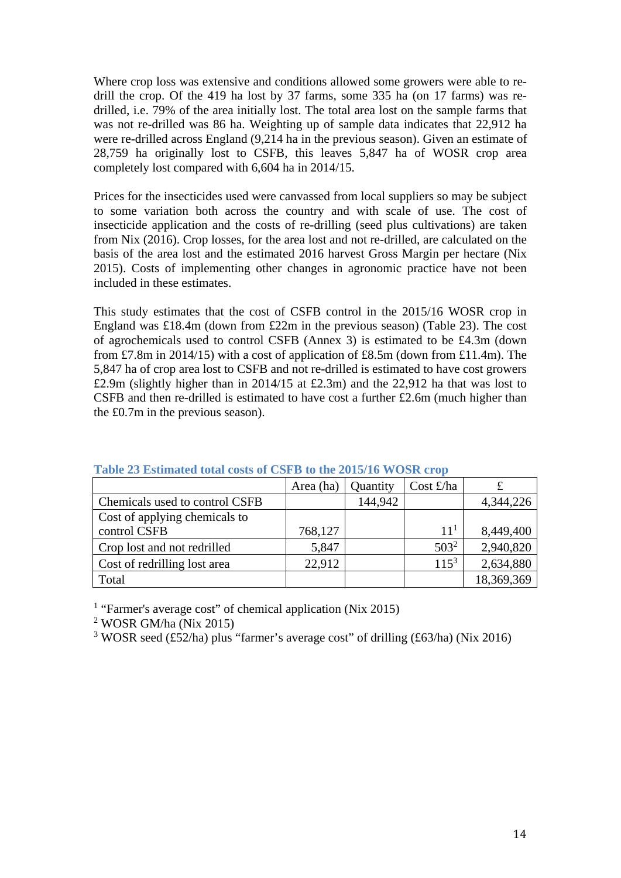Where crop loss was extensive and conditions allowed some growers were able to re-drill the crop. Of the 419 ha lost by 37 farms, some 335 ha (on 17 farms) was re-drilled, i.e. 79% of the area initially lost. The total area lost on the sample farms that was not re-drilled was 86 ha. Weighting up of sample data indicates that 22,912 ha were re-drilled across England (9,214 ha in the previous season). Given an estimate of 28,759 ha originally lost to CSFB, this leaves 5,847 ha of WOSR crop area completely lost compared with 6,604 ha in 2014/15.

Prices for the insecticides used were canvassed from local suppliers so may be subject to some variation both across the country and with scale of use. The cost of insecticide application and the costs of re-drilling (seed plus cultivations) are taken from Nix (2016). Crop losses, for the area lost and not re-drilled, are calculated on the basis of the area lost and the estimated 2016 harvest Gross Margin per hectare (Nix 2015). Costs of implementing other changes in agronomic practice have not been included in these estimates.

This study estimates that the cost of CSFB control in the 2015/16 WOSR crop in England was £18.4m (down from £22m in the previous season) (Table 23). The cost of agrochemicals used to control CSFB (Annex 3) is estimated to be £4.3m (down from £7.8m in 2014/15) with a cost of application of £8.5m (down from £11.4m). The 5,847 ha of crop area lost to CSFB and not re-drilled is estimated to have cost growers £2.9m (slightly higher than in 2014/15 at £2.3m) and the 22,912 ha that was lost to CSFB and then re-drilled is estimated to have cost a further £2.6m (much higher than the £0.7m in the previous season).

**Table 23 Estimated total costs of CSFB to the 2015/16 WOSR crop**

| | Area (ha) | Quantity | Cost £/ha | £ |
|---|---|---|---|---|
| Chemicals used to control CSFB | | 144,942 | | 4,344,226 |
| Cost of applying chemicals to control CSFB | 768,127 | | 11[1] | 8,449,400 |
| Crop lost and not redrilled | 5,847 | | 503[2] | 2,940,820 |
| Cost of redrilling lost area | 22,912 | | 115[3] | 2,634,880 |
| Total | | | | 18,369,369 |

[1] "Farmer's average cost" of chemical application (Nix 2015)

[2] WOSR GM/ha (Nix 2015)

[3] WOSR seed (£52/ha) plus "farmer's average cost" of drilling (£63/ha) (Nix 2016)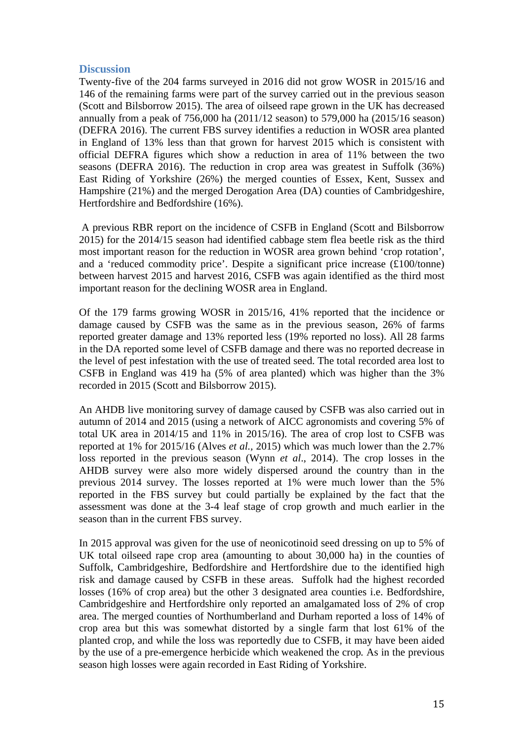## Discussion

Twenty-five of the 204 farms surveyed in 2016 did not grow WOSR in 2015/16 and 146 of the remaining farms were part of the survey carried out in the previous season (Scott and Bilsborrow 2015). The area of oilseed rape grown in the UK has decreased annually from a peak of 756,000 ha (2011/12 season) to 579,000 ha (2015/16 season) (DEFRA 2016). The current FBS survey identifies a reduction in WOSR area planted in England of 13% less than that grown for harvest 2015 which is consistent with official DEFRA figures which show a reduction in area of 11% between the two seasons (DEFRA 2016). The reduction in crop area was greatest in Suffolk (36%) East Riding of Yorkshire (26%) the merged counties of Essex, Kent, Sussex and Hampshire (21%) and the merged Derogation Area (DA) counties of Cambridgeshire, Hertfordshire and Bedfordshire (16%).

A previous RBR report on the incidence of CSFB in England (Scott and Bilsborrow 2015) for the 2014/15 season had identified cabbage stem flea beetle risk as the third most important reason for the reduction in WOSR area grown behind 'crop rotation', and a 'reduced commodity price'. Despite a significant price increase (£100/tonne) between harvest 2015 and harvest 2016, CSFB was again identified as the third most important reason for the declining WOSR area in England.

Of the 179 farms growing WOSR in 2015/16, 41% reported that the incidence or damage caused by CSFB was the same as in the previous season, 26% of farms reported greater damage and 13% reported less (19% reported no loss). All 28 farms in the DA reported some level of CSFB damage and there was no reported decrease in the level of pest infestation with the use of treated seed. The total recorded area lost to CSFB in England was 419 ha (5% of area planted) which was higher than the 3% recorded in 2015 (Scott and Bilsborrow 2015).

An AHDB live monitoring survey of damage caused by CSFB was also carried out in autumn of 2014 and 2015 (using a network of AICC agronomists and covering 5% of total UK area in 2014/15 and 11% in 2015/16). The area of crop lost to CSFB was reported at 1% for 2015/16 (Alves *et al.*, 2015) which was much lower than the 2.7% loss reported in the previous season (Wynn *et al*., 2014). The crop losses in the AHDB survey were also more widely dispersed around the country than in the previous 2014 survey. The losses reported at 1% were much lower than the 5% reported in the FBS survey but could partially be explained by the fact that the assessment was done at the 3-4 leaf stage of crop growth and much earlier in the season than in the current FBS survey.

In 2015 approval was given for the use of neonicotinoid seed dressing on up to 5% of UK total oilseed rape crop area (amounting to about 30,000 ha) in the counties of Suffolk, Cambridgeshire, Bedfordshire and Hertfordshire due to the identified high risk and damage caused by CSFB in these areas. Suffolk had the highest recorded losses (16% of crop area) but the other 3 designated area counties i.e. Bedfordshire, Cambridgeshire and Hertfordshire only reported an amalgamated loss of 2% of crop area. The merged counties of Northumberland and Durham reported a loss of 14% of crop area but this was somewhat distorted by a single farm that lost 61% of the planted crop, and while the loss was reportedly due to CSFB, it may have been aided by the use of a pre-emergence herbicide which weakened the crop. As in the previous season high losses were again recorded in East Riding of Yorkshire.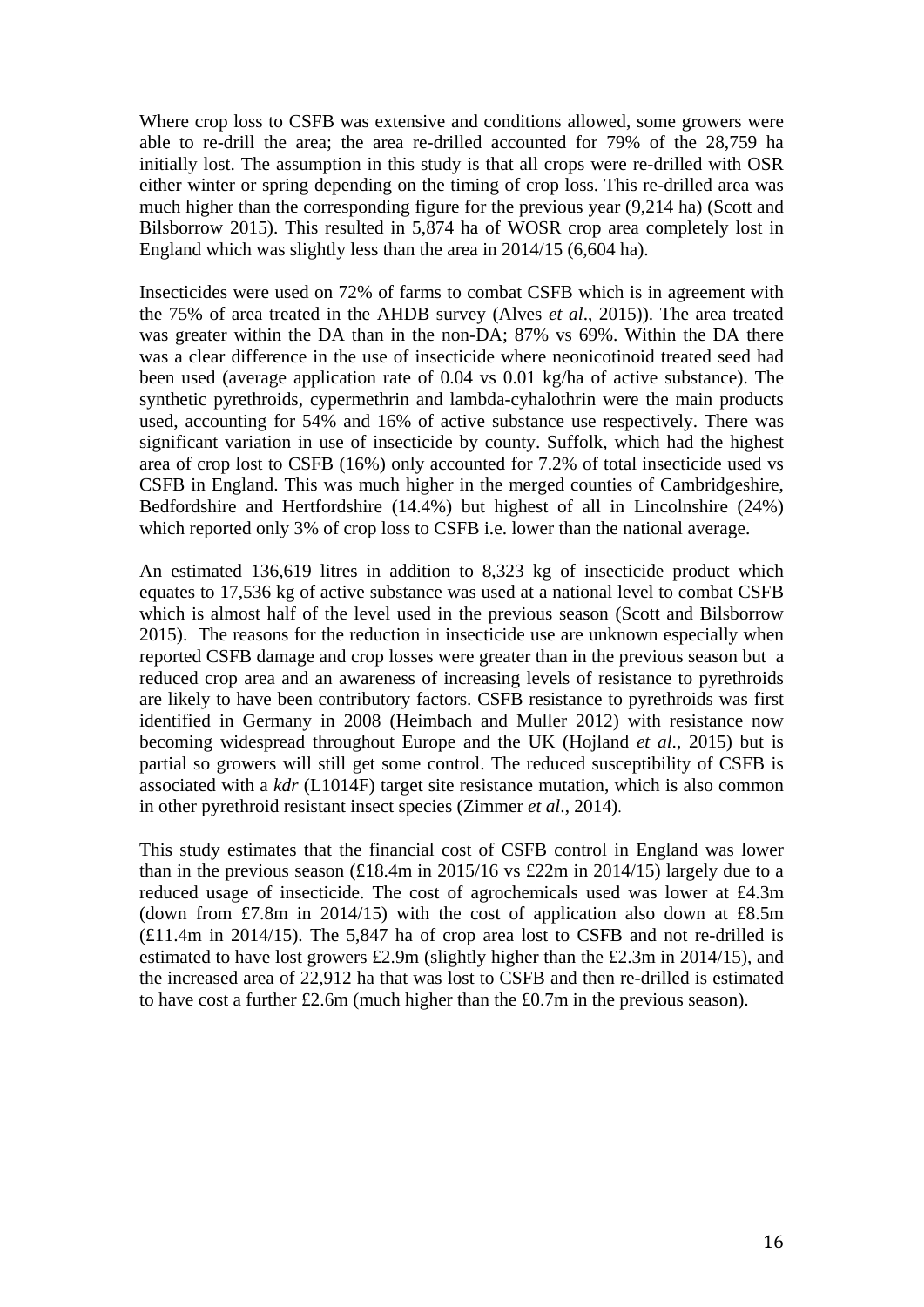Where crop loss to CSFB was extensive and conditions allowed, some growers were able to re-drill the area; the area re-drilled accounted for 79% of the 28,759 ha initially lost. The assumption in this study is that all crops were re-drilled with OSR either winter or spring depending on the timing of crop loss. This re-drilled area was much higher than the corresponding figure for the previous year (9,214 ha) (Scott and Bilsborrow 2015). This resulted in 5,874 ha of WOSR crop area completely lost in England which was slightly less than the area in 2014/15 (6,604 ha).

Insecticides were used on 72% of farms to combat CSFB which is in agreement with the 75% of area treated in the AHDB survey (Alves *et al*., 2015)). The area treated was greater within the DA than in the non-DA; 87% vs 69%. Within the DA there was a clear difference in the use of insecticide where neonicotinoid treated seed had been used (average application rate of 0.04 vs 0.01 kg/ha of active substance). The synthetic pyrethroids, cypermethrin and lambda-cyhalothrin were the main products used, accounting for 54% and 16% of active substance use respectively. There was significant variation in use of insecticide by county. Suffolk, which had the highest area of crop lost to CSFB (16%) only accounted for 7.2% of total insecticide used vs CSFB in England. This was much higher in the merged counties of Cambridgeshire, Bedfordshire and Hertfordshire (14.4%) but highest of all in Lincolnshire (24%) which reported only 3% of crop loss to CSFB i.e. lower than the national average.

An estimated 136,619 litres in addition to 8,323 kg of insecticide product which equates to 17,536 kg of active substance was used at a national level to combat CSFB which is almost half of the level used in the previous season (Scott and Bilsborrow 2015). The reasons for the reduction in insecticide use are unknown especially when reported CSFB damage and crop losses were greater than in the previous season but a reduced crop area and an awareness of increasing levels of resistance to pyrethroids are likely to have been contributory factors. CSFB resistance to pyrethroids was first identified in Germany in 2008 (Heimbach and Muller 2012) with resistance now becoming widespread throughout Europe and the UK (Hojland *et al*., 2015) but is partial so growers will still get some control. The reduced susceptibility of CSFB is associated with a *kdr* (L1014F) target site resistance mutation, which is also common in other pyrethroid resistant insect species (Zimmer *et al*., 2014).

This study estimates that the financial cost of CSFB control in England was lower than in the previous season (£18.4m in 2015/16 vs £22m in 2014/15) largely due to a reduced usage of insecticide. The cost of agrochemicals used was lower at £4.3m (down from £7.8m in 2014/15) with the cost of application also down at £8.5m (£11.4m in 2014/15). The 5,847 ha of crop area lost to CSFB and not re-drilled is estimated to have lost growers £2.9m (slightly higher than the £2.3m in 2014/15), and the increased area of 22,912 ha that was lost to CSFB and then re-drilled is estimated to have cost a further £2.6m (much higher than the £0.7m in the previous season).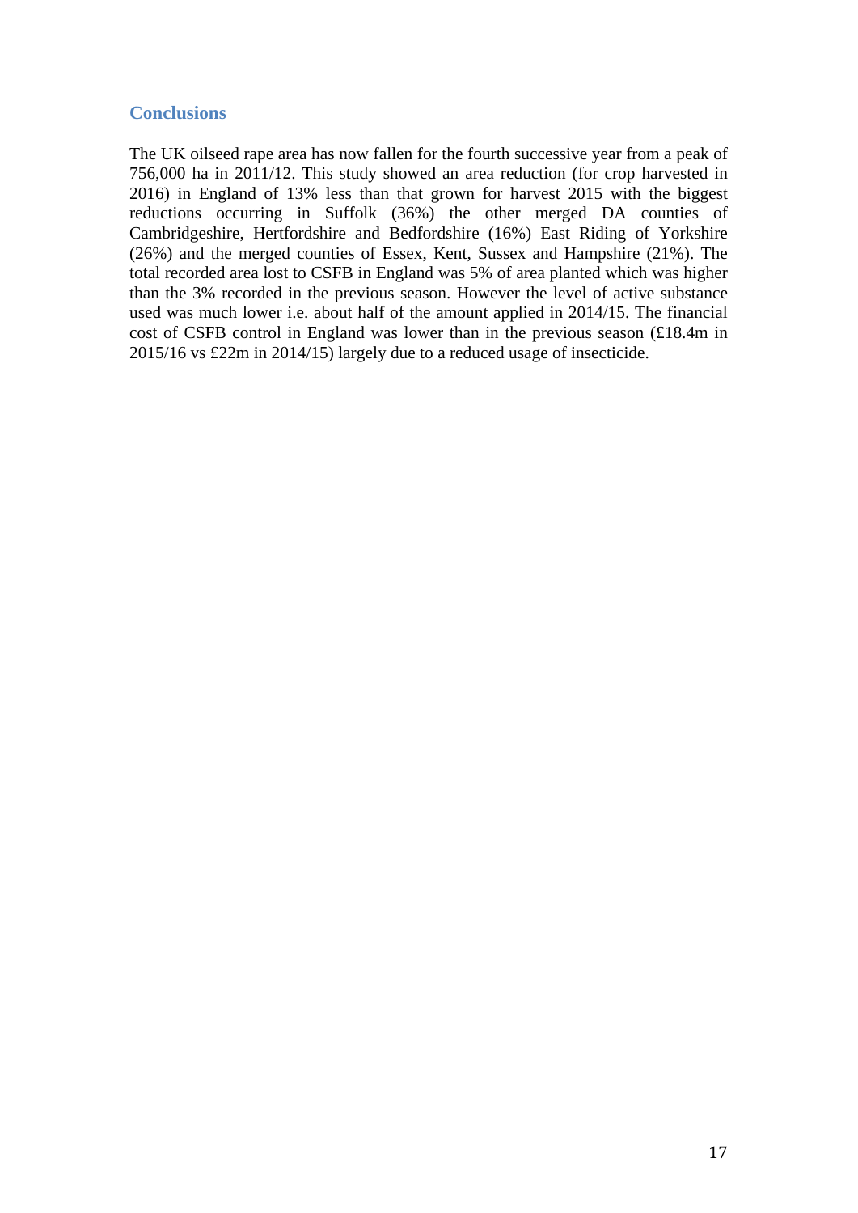## Conclusions

The UK oilseed rape area has now fallen for the fourth successive year from a peak of 756,000 ha in 2011/12. This study showed an area reduction (for crop harvested in 2016) in England of 13% less than that grown for harvest 2015 with the biggest reductions occurring in Suffolk (36%) the other merged DA counties of Cambridgeshire, Hertfordshire and Bedfordshire (16%) East Riding of Yorkshire (26%) and the merged counties of Essex, Kent, Sussex and Hampshire (21%). The total recorded area lost to CSFB in England was 5% of area planted which was higher than the 3% recorded in the previous season. However the level of active substance used was much lower i.e. about half of the amount applied in 2014/15. The financial cost of CSFB control in England was lower than in the previous season (£18.4m in 2015/16 vs £22m in 2014/15) largely due to a reduced usage of insecticide.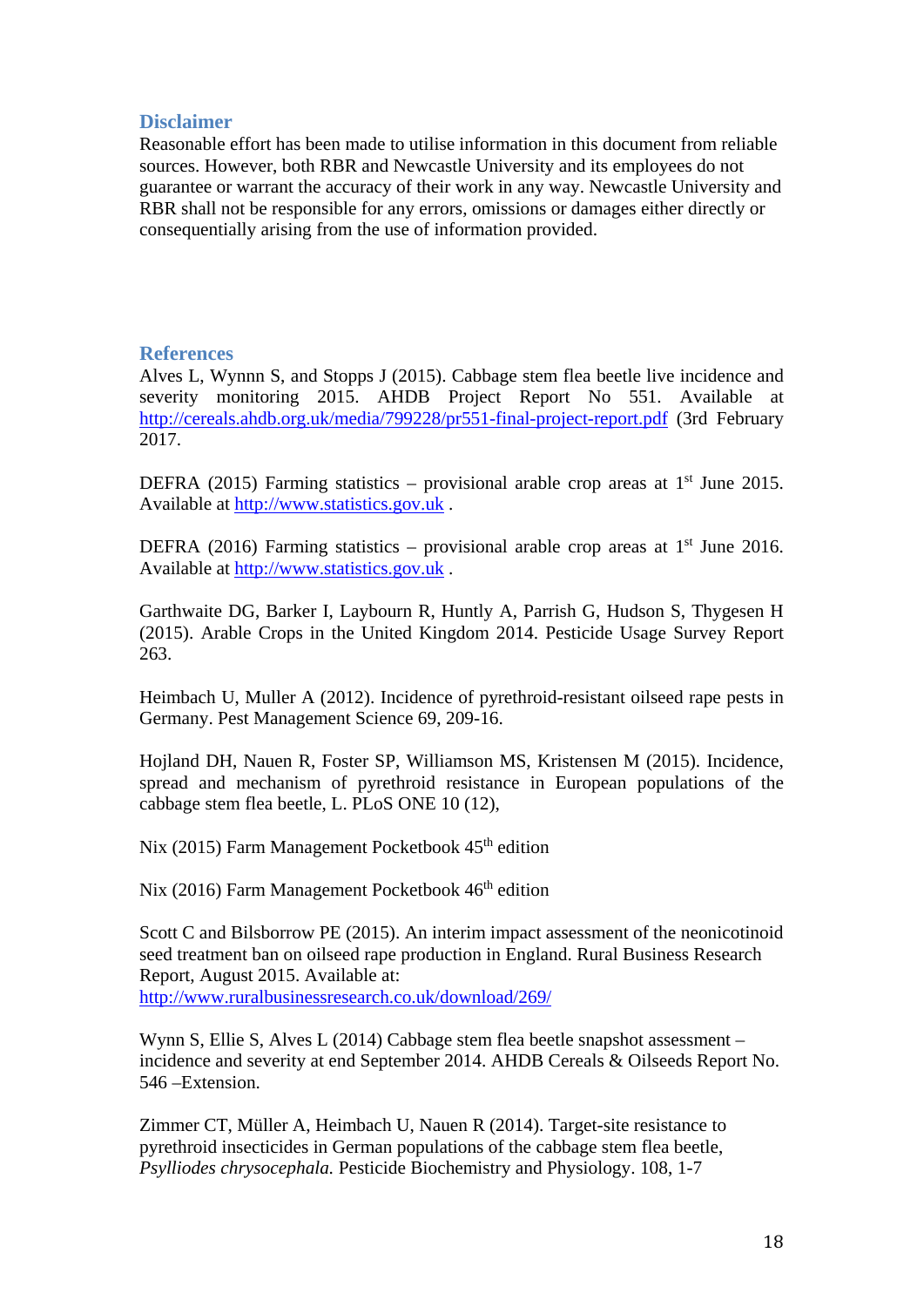## Disclaimer

Reasonable effort has been made to utilise information in this document from reliable sources. However, both RBR and Newcastle University and its employees do not guarantee or warrant the accuracy of their work in any way. Newcastle University and RBR shall not be responsible for any errors, omissions or damages either directly or consequentially arising from the use of information provided.

## References

Alves L, Wynnn S, and Stopps J (2015). Cabbage stem flea beetle live incidence and severity monitoring 2015. AHDB Project Report No 551. Available at http://cereals.ahdb.org.uk/media/799228/pr551-final-project-report.pdf (3rd February 2017.

DEFRA (2015) Farming statistics – provisional arable crop areas at 1st June 2015. Available at http://www.statistics.gov.uk .

DEFRA (2016) Farming statistics – provisional arable crop areas at 1st June 2016. Available at http://www.statistics.gov.uk .

Garthwaite DG, Barker I, Laybourn R, Huntly A, Parrish G, Hudson S, Thygesen H (2015). Arable Crops in the United Kingdom 2014. Pesticide Usage Survey Report 263.

Heimbach U, Muller A (2012). Incidence of pyrethroid-resistant oilseed rape pests in Germany. Pest Management Science 69, 209-16.

Hojland DH, Nauen R, Foster SP, Williamson MS, Kristensen M (2015). Incidence, spread and mechanism of pyrethroid resistance in European populations of the cabbage stem flea beetle, L. PLoS ONE 10 (12),

Nix (2015) Farm Management Pocketbook 45th edition

Nix (2016) Farm Management Pocketbook 46th edition

Scott C and Bilsborrow PE (2015). An interim impact assessment of the neonicotinoid seed treatment ban on oilseed rape production in England. Rural Business Research Report, August 2015. Available at: http://www.ruralbusinessresearch.co.uk/download/269/

Wynn S, Ellie S, Alves L (2014) Cabbage stem flea beetle snapshot assessment – incidence and severity at end September 2014. AHDB Cereals & Oilseeds Report No. 546 –Extension.

Zimmer CT, Müller A, Heimbach U, Nauen R (2014). Target-site resistance to pyrethroid insecticides in German populations of the cabbage stem flea beetle, *Psylliodes chrysocephala.* Pesticide Biochemistry and Physiology. 108, 1-7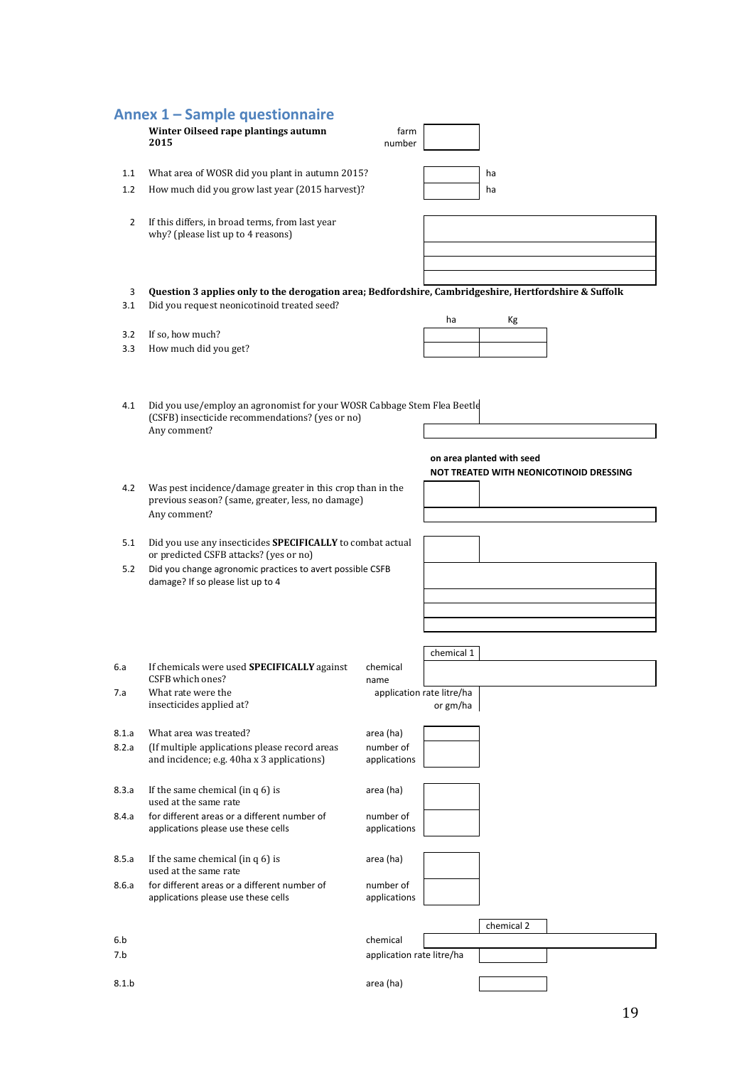## Annex 1 – Sample questionnaire

**Winter Oilseed rape plantings autumn 2015** — farm number

| | | |
|---|---|---|
| 1.1 | What area of WOSR did you plant in autumn 2015? | ha |
| 1.2 | How much did you grow last year (2015 harvest)? | ha |

2 If this differs, in broad terms, from last year why? (please list up to 4 reasons)

3 **Question 3 applies only to the derogation area; Bedfordshire, Cambridgeshire, Hertfordshire & Suffolk**

3.1 Did you request neonicotinoid treated seed?

| | | ha | Kg |
|---|---|---|---|
| 3.2 | If so, how much? | | |
| 3.3 | How much did you get? | | |

4.1 Did you use/employ an agronomist for your WOSR Cabbage Stem Flea Beetle (CSFB) insecticide recommendations? (yes or no)
Any comment?

**on area planted with seed NOT TREATED WITH NEONICOTINOID DRESSING**

4.2 Was pest incidence/damage greater in this crop than in the previous season? (same, greater, less, no damage)
Any comment?

5.1 Did you use any insecticides **SPECIFICALLY** to combat actual or predicted CSFB attacks? (yes or no)

5.2 Did you change agronomic practices to avert possible CSFB damage? If so please list up to 4

chemical 1

| | | | |
|---|---|---|---|
| 6.a | If chemicals were used **SPECIFICALLY** against CSFB which ones? | chemical name | |
| 7.a | What rate were the insecticides applied at? | application rate litre/ha or gm/ha | |
| 8.1.a | What area was treated? | area (ha) | |
| 8.2.a | (If multiple applications please record areas and incidence; e.g. 40ha x 3 applications) | number of applications | |
| 8.3.a | If the same chemical (in q 6) is used at the same rate | area (ha) | |
| 8.4.a | for different areas or a different number of applications please use these cells | number of applications | |
| 8.5.a | If the same chemical (in q 6) is used at the same rate | area (ha) | |
| 8.6.a | for different areas or a different number of applications please use these cells | number of applications | |

chemical 2

| | | |
|---|---|---|
| 6.b | chemical | |
| 7.b | application rate litre/ha | |
| 8.1.b | area (ha) | |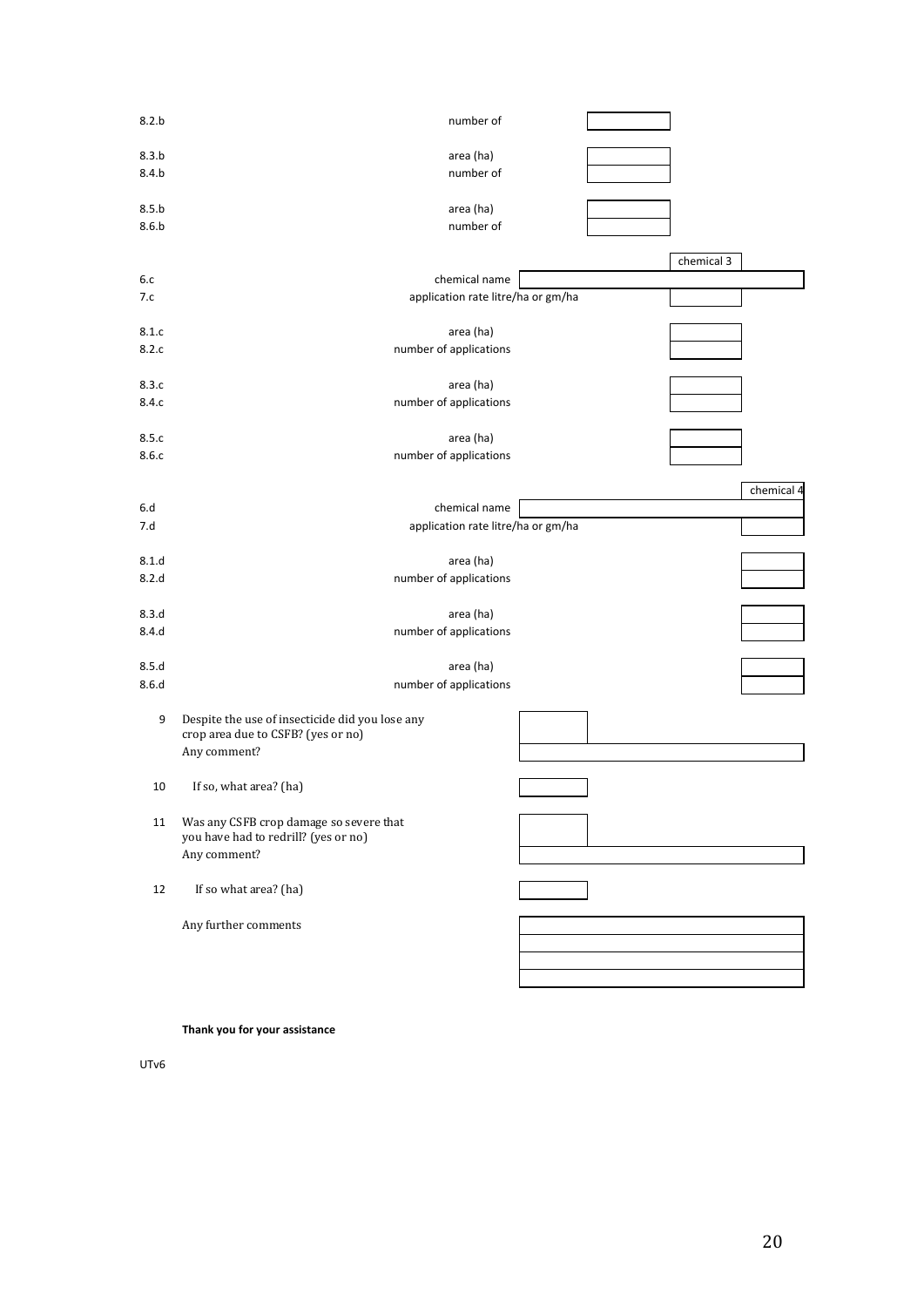| | | |
|---|---|---|
| 8.2.b | number of | |
| 8.3.b | area (ha) | |
| 8.4.b | number of | |
| 8.5.b | area (ha) | |
| 8.6.b | number of | |

| | | chemical 3 |
|---|---|---|
| 6.c | chemical name | |
| 7.c | application rate litre/ha or gm/ha | |
| 8.1.c | area (ha) | |
| 8.2.c | number of applications | |
| 8.3.c | area (ha) | |
| 8.4.c | number of applications | |
| 8.5.c | area (ha) | |
| 8.6.c | number of applications | |

| | | chemical 4 |
|---|---|---|
| 6.d | chemical name | |
| 7.d | application rate litre/ha or gm/ha | |
| 8.1.d | area (ha) | |
| 8.2.d | number of applications | |
| 8.3.d | area (ha) | |
| 8.4.d | number of applications | |
| 8.5.d | area (ha) | |
| 8.6.d | number of applications | |

9 Despite the use of insecticide did you lose any crop area due to CSFB? (yes or no)

Any comment?

10 If so, what area? (ha)

11 Was any CSFB crop damage so severe that you have had to redrill? (yes or no)

Any comment?

12 If so what area? (ha)

Any further comments

**Thank you for your assistance**

UTv6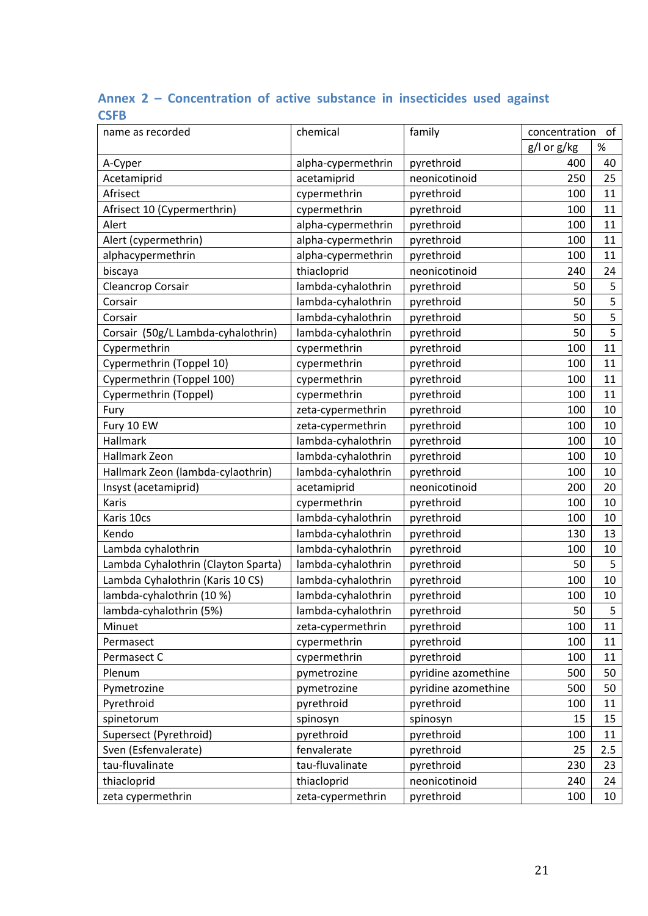## Annex 2 – Concentration of active substance in insecticides used against CSFB

| name as recorded | chemical | family | concentration of | |
|---|---|---|---|---|
| | | | g/l or g/kg | % |
| A-Cyper | alpha-cypermethrin | pyrethroid | 400 | 40 |
| Acetamiprid | acetamiprid | neonicotinoid | 250 | 25 |
| Afrisect | cypermethrin | pyrethroid | 100 | 11 |
| Afrisect 10 (Cypermerthrin) | cypermethrin | pyrethroid | 100 | 11 |
| Alert | alpha-cypermethrin | pyrethroid | 100 | 11 |
| Alert (cypermethrin) | alpha-cypermethrin | pyrethroid | 100 | 11 |
| alphacypermethrin | alpha-cypermethrin | pyrethroid | 100 | 11 |
| biscaya | thiacloprid | neonicotinoid | 240 | 24 |
| Cleancrop Corsair | lambda-cyhalothrin | pyrethroid | 50 | 5 |
| Corsair | lambda-cyhalothrin | pyrethroid | 50 | 5 |
| Corsair | lambda-cyhalothrin | pyrethroid | 50 | 5 |
| Corsair (50g/L Lambda-cyhalothrin) | lambda-cyhalothrin | pyrethroid | 50 | 5 |
| Cypermethrin | cypermethrin | pyrethroid | 100 | 11 |
| Cypermethrin (Toppel 10) | cypermethrin | pyrethroid | 100 | 11 |
| Cypermethrin (Toppel 100) | cypermethrin | pyrethroid | 100 | 11 |
| Cypermethrin (Toppel) | cypermethrin | pyrethroid | 100 | 11 |
| Fury | zeta-cypermethrin | pyrethroid | 100 | 10 |
| Fury 10 EW | zeta-cypermethrin | pyrethroid | 100 | 10 |
| Hallmark | lambda-cyhalothrin | pyrethroid | 100 | 10 |
| Hallmark Zeon | lambda-cyhalothrin | pyrethroid | 100 | 10 |
| Hallmark Zeon (lambda-cylaothrin) | lambda-cyhalothrin | pyrethroid | 100 | 10 |
| Insyst (acetamiprid) | acetamiprid | neonicotinoid | 200 | 20 |
| Karis | cypermethrin | pyrethroid | 100 | 10 |
| Karis 10cs | lambda-cyhalothrin | pyrethroid | 100 | 10 |
| Kendo | lambda-cyhalothrin | pyrethroid | 130 | 13 |
| Lambda cyhalothrin | lambda-cyhalothrin | pyrethroid | 100 | 10 |
| Lambda Cyhalothrin (Clayton Sparta) | lambda-cyhalothrin | pyrethroid | 50 | 5 |
| Lambda Cyhalothrin (Karis 10 CS) | lambda-cyhalothrin | pyrethroid | 100 | 10 |
| lambda-cyhalothrin (10 %) | lambda-cyhalothrin | pyrethroid | 100 | 10 |
| lambda-cyhalothrin (5%) | lambda-cyhalothrin | pyrethroid | 50 | 5 |
| Minuet | zeta-cypermethrin | pyrethroid | 100 | 11 |
| Permasect | cypermethrin | pyrethroid | 100 | 11 |
| Permasect C | cypermethrin | pyrethroid | 100 | 11 |
| Plenum | pymetrozine | pyridine azomethine | 500 | 50 |
| Pymetrozine | pymetrozine | pyridine azomethine | 500 | 50 |
| Pyrethroid | pyrethroid | pyrethroid | 100 | 11 |
| spinetorum | spinosyn | spinosyn | 15 | 15 |
| Supersect (Pyrethroid) | pyrethroid | pyrethroid | 100 | 11 |
| Sven (Esfenvalerate) | fenvalerate | pyrethroid | 25 | 2.5 |
| tau-fluvalinate | tau-fluvalinate | pyrethroid | 230 | 23 |
| thiacloprid | thiacloprid | neonicotinoid | 240 | 24 |
| zeta cypermethrin | zeta-cypermethrin | pyrethroid | 100 | 10 |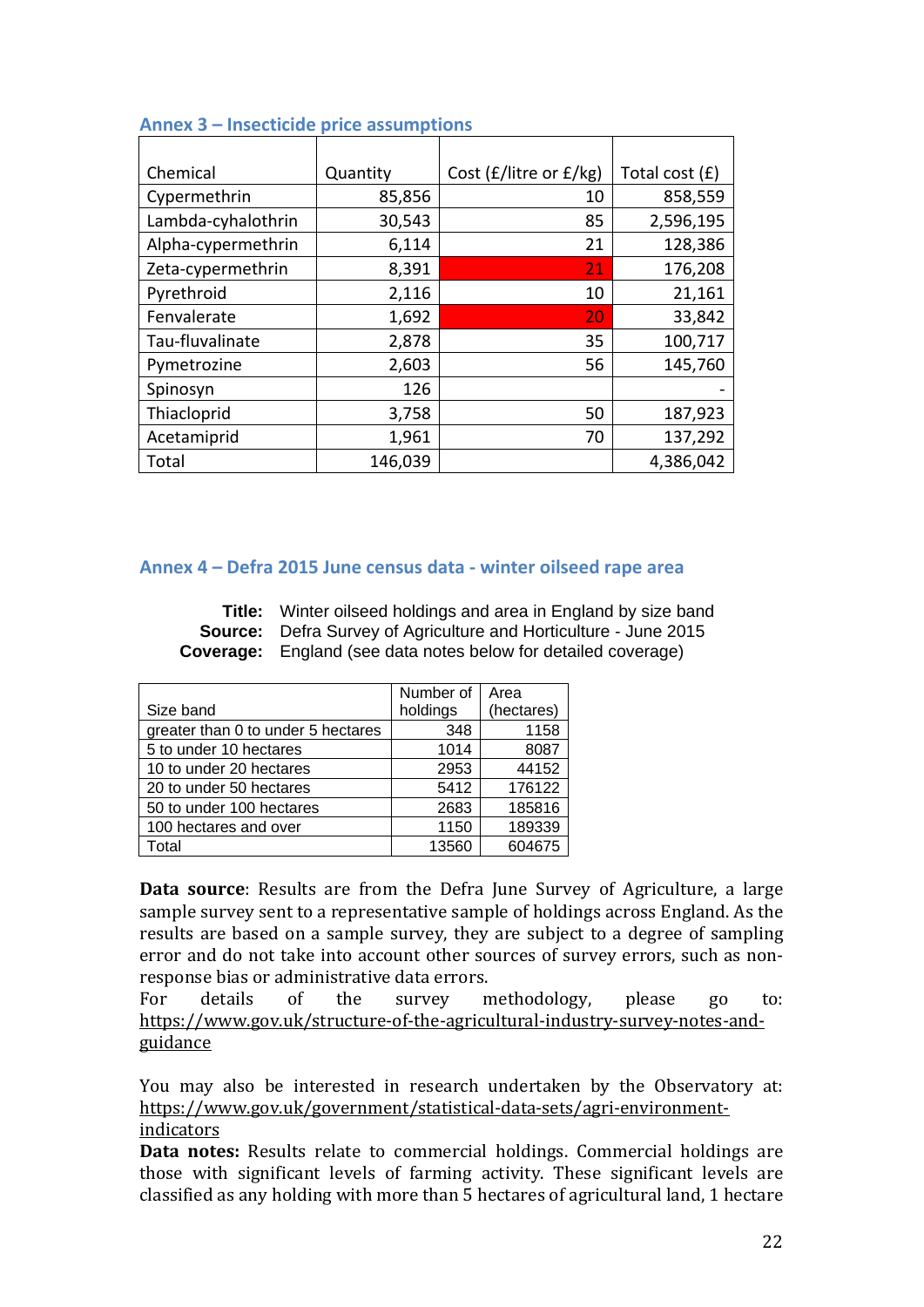## Annex 3 – Insecticide price assumptions

| Chemical | Quantity | Cost (£/litre or £/kg) | Total cost (£) |
|---|---|---|---|
| Cypermethrin | 85,856 | 10 | 858,559 |
| Lambda-cyhalothrin | 30,543 | 85 | 2,596,195 |
| Alpha-cypermethrin | 6,114 | 21 | 128,386 |
| Zeta-cypermethrin | 8,391 | 21 | 176,208 |
| Pyrethroid | 2,116 | 10 | 21,161 |
| Fenvalerate | 1,692 | 20 | 33,842 |
| Tau-fluvalinate | 2,878 | 35 | 100,717 |
| Pymetrozine | 2,603 | 56 | 145,760 |
| Spinosyn | 126 | | - |
| Thiacloprid | 3,758 | 50 | 187,923 |
| Acetamiprid | 1,961 | 70 | 137,292 |
| Total | 146,039 | | 4,386,042 |

## Annex 4 – Defra 2015 June census data - winter oilseed rape area

**Title:** Winter oilseed holdings and area in England by size band
**Source:** Defra Survey of Agriculture and Horticulture - June 2015
**Coverage:** England (see data notes below for detailed coverage)

| Size band | Number of holdings | Area (hectares) |
|---|---|---|
| greater than 0 to under 5 hectares | 348 | 1158 |
| 5 to under 10 hectares | 1014 | 8087 |
| 10 to under 20 hectares | 2953 | 44152 |
| 20 to under 50 hectares | 5412 | 176122 |
| 50 to under 100 hectares | 2683 | 185816 |
| 100 hectares and over | 1150 | 189339 |
| Total | 13560 | 604675 |

**Data source**: Results are from the Defra June Survey of Agriculture, a large sample survey sent to a representative sample of holdings across England. As the results are based on a sample survey, they are subject to a degree of sampling error and do not take into account other sources of survey errors, such as non-response bias or administrative data errors.
For details of the survey methodology, please go to: https://www.gov.uk/structure-of-the-agricultural-industry-survey-notes-and-guidance

You may also be interested in research undertaken by the Observatory at: https://www.gov.uk/government/statistical-data-sets/agri-environment-indicators
**Data notes:** Results relate to commercial holdings. Commercial holdings are those with significant levels of farming activity. These significant levels are classified as any holding with more than 5 hectares of agricultural land, 1 hectare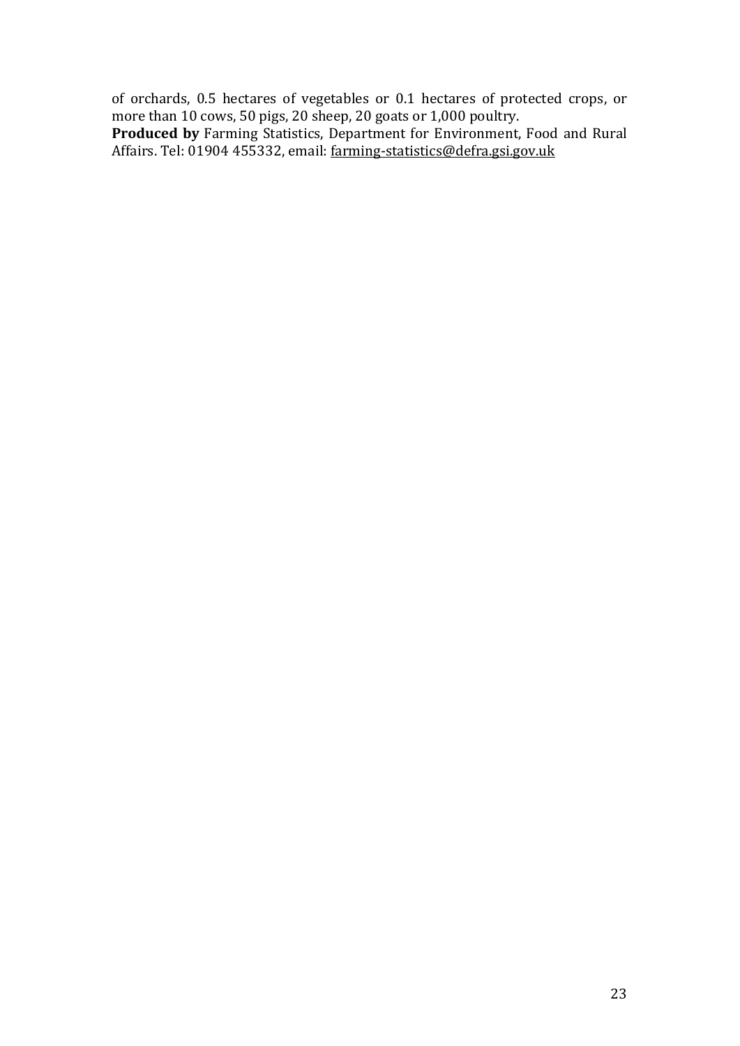of orchards, 0.5 hectares of vegetables or 0.1 hectares of protected crops, or more than 10 cows, 50 pigs, 20 sheep, 20 goats or 1,000 poultry.

**Produced by** Farming Statistics, Department for Environment, Food and Rural Affairs. Tel: 01904 455332, email: farming-statistics@defra.gsi.gov.uk